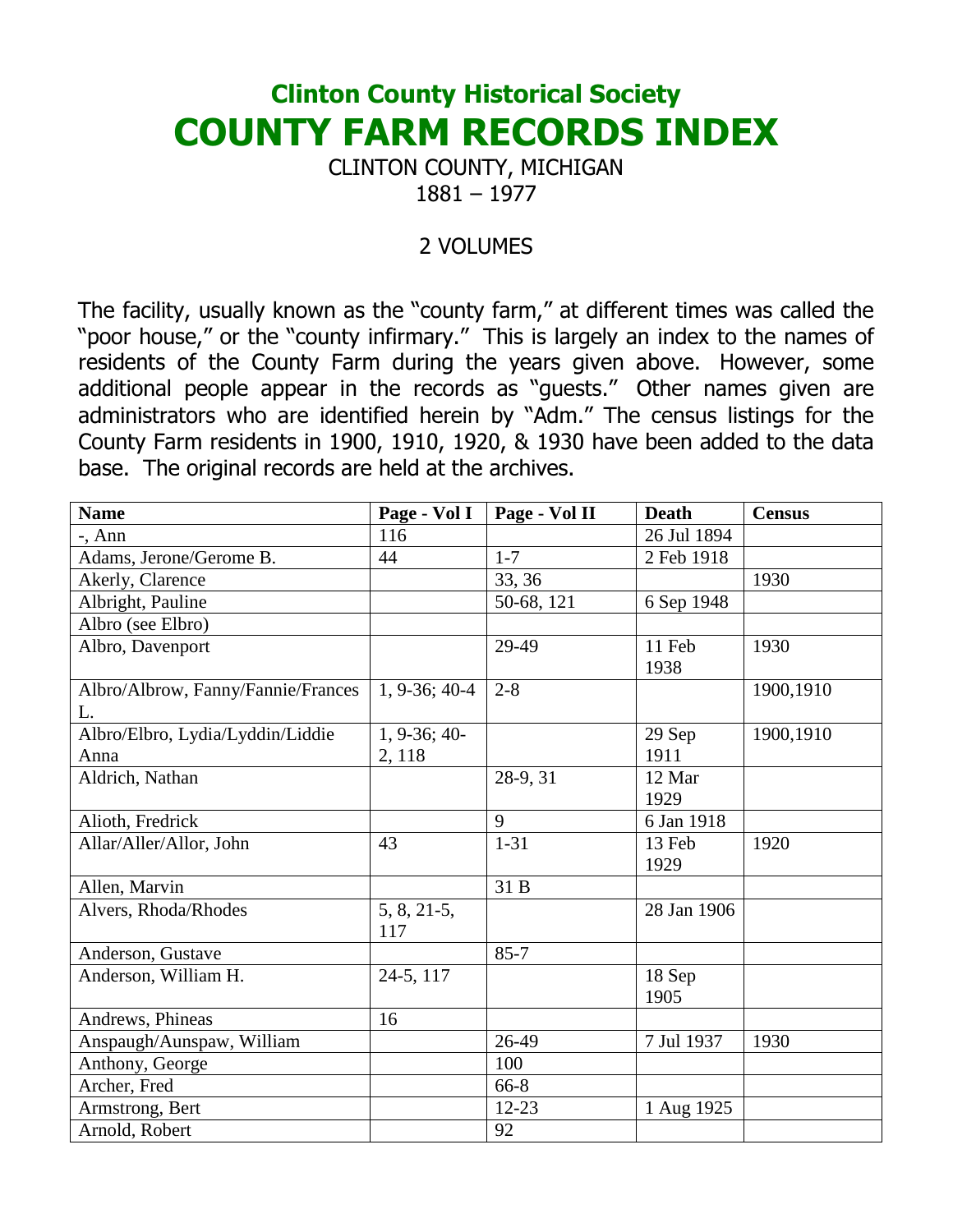# Clinton County Historical Society

# COUNTY FARM RECORDS INDEX

CLINTON COUNTY, MICHIGAN

1881 – 1977

2 VOLUMES

The facility, usually known as the "county farm," at different times was called the "poor house," or the "county infirmary." This is largely an index to the names of residents of the County Farm during the years given above. However, some additional people appear in the records as "guests." Other names given are administrators who are identified herein by "Adm." The census listings for the County Farm residents in 1900, 1910, 1920, & 1930 have been added to the data base. The original records are held at the archives.

| Name | Page - Vol I | Page - Vol II | Death | Census |
|---|---|---|---|---|
| -, Ann | 116 | | 26 Jul 1894 | |
| Adams, Jerone/Gerome B. | 44 | 1-7 | 2 Feb 1918 | |
| Akerly, Clarence | | 33, 36 | | 1930 |
| Albright, Pauline | | 50-68, 121 | 6 Sep 1948 | |
| Albro (see Elbro) | | | | |
| Albro, Davenport | | 29-49 | 11 Feb 1938 | 1930 |
| Albro/Albrow, Fanny/Fannie/Frances L. | 1, 9-36; 40-4 | 2-8 | | 1900,1910 |
| Albro/Elbro, Lydia/Lyddin/Liddie Anna | 1, 9-36; 40-2, 118 | | 29 Sep 1911 | 1900,1910 |
| Aldrich, Nathan | | 28-9, 31 | 12 Mar 1929 | |
| Alioth, Fredrick | | 9 | 6 Jan 1918 | |
| Allar/Aller/Allor, John | 43 | 1-31 | 13 Feb 1929 | 1920 |
| Allen, Marvin | | 31 B | | |
| Alvers, Rhoda/Rhodes | 5, 8, 21-5, 117 | | 28 Jan 1906 | |
| Anderson, Gustave | | 85-7 | | |
| Anderson, William H. | 24-5, 117 | | 18 Sep 1905 | |
| Andrews, Phineas | 16 | | | |
| Anspaugh/Aunspaw, William | | 26-49 | 7 Jul 1937 | 1930 |
| Anthony, George | | 100 | | |
| Archer, Fred | | 66-8 | | |
| Armstrong, Bert | | 12-23 | 1 Aug 1925 | |
| Arnold, Robert | | 92 | | |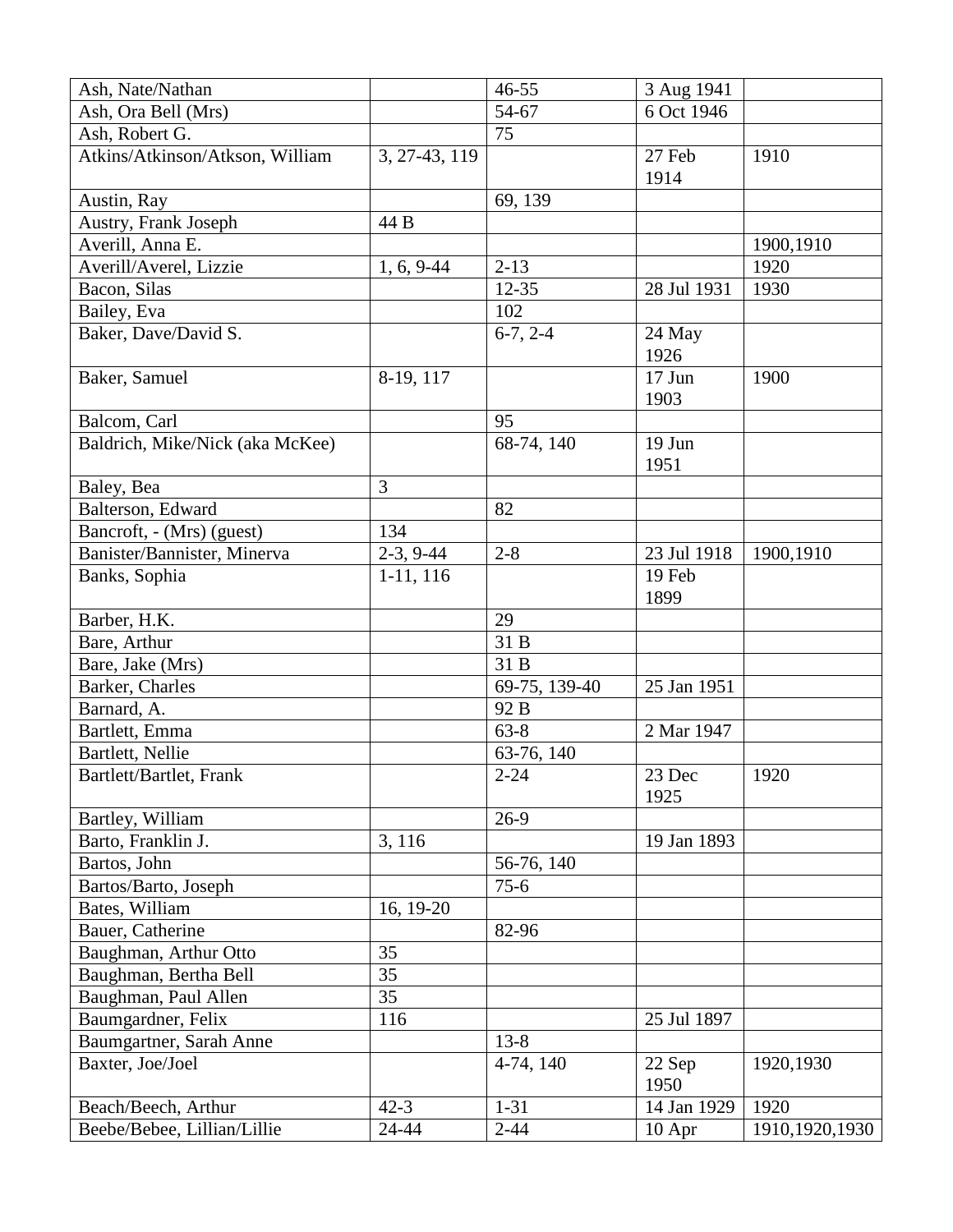| | | | | |
|---|---|---|---|---|
| Ash, Nate/Nathan | | 46-55 | 3 Aug 1941 | |
| Ash, Ora Bell (Mrs) | | 54-67 | 6 Oct 1946 | |
| Ash, Robert G. | | 75 | | |
| Atkins/Atkinson/Atkson, William | 3, 27-43, 119 | | 27 Feb 1914 | 1910 |
| Austin, Ray | | 69, 139 | | |
| Austry, Frank Joseph | 44 B | | | |
| Averill, Anna E. | | | | 1900,1910 |
| Averill/Averel, Lizzie | 1, 6, 9-44 | 2-13 | | 1920 |
| Bacon, Silas | | 12-35 | 28 Jul 1931 | 1930 |
| Bailey, Eva | | 102 | | |
| Baker, Dave/David S. | | 6-7, 2-4 | 24 May 1926 | |
| Baker, Samuel | 8-19, 117 | | 17 Jun 1903 | 1900 |
| Balcom, Carl | | 95 | | |
| Baldrich, Mike/Nick (aka McKee) | | 68-74, 140 | 19 Jun 1951 | |
| Baley, Bea | 3 | | | |
| Balterson, Edward | | 82 | | |
| Bancroft, - (Mrs) (guest) | 134 | | | |
| Banister/Bannister, Minerva | 2-3, 9-44 | 2-8 | 23 Jul 1918 | 1900,1910 |
| Banks, Sophia | 1-11, 116 | | 19 Feb 1899 | |
| Barber, H.K. | | 29 | | |
| Bare, Arthur | | 31 B | | |
| Bare, Jake (Mrs) | | 31 B | | |
| Barker, Charles | | 69-75, 139-40 | 25 Jan 1951 | |
| Barnard, A. | | 92 B | | |
| Bartlett, Emma | | 63-8 | 2 Mar 1947 | |
| Bartlett, Nellie | | 63-76, 140 | | |
| Bartlett/Bartlet, Frank | | 2-24 | 23 Dec 1925 | 1920 |
| Bartley, William | | 26-9 | | |
| Barto, Franklin J. | 3, 116 | | 19 Jan 1893 | |
| Bartos, John | | 56-76, 140 | | |
| Bartos/Barto, Joseph | | 75-6 | | |
| Bates, William | 16, 19-20 | | | |
| Bauer, Catherine | | 82-96 | | |
| Baughman, Arthur Otto | 35 | | | |
| Baughman, Bertha Bell | 35 | | | |
| Baughman, Paul Allen | 35 | | | |
| Baumgardner, Felix | 116 | | 25 Jul 1897 | |
| Baumgartner, Sarah Anne | | 13-8 | | |
| Baxter, Joe/Joel | | 4-74, 140 | 22 Sep 1950 | 1920,1930 |
| Beach/Beech, Arthur | 42-3 | 1-31 | 14 Jan 1929 | 1920 |
| Beebe/Bebee, Lillian/Lillie | 24-44 | 2-44 | 10 Apr | 1910,1920,1930 |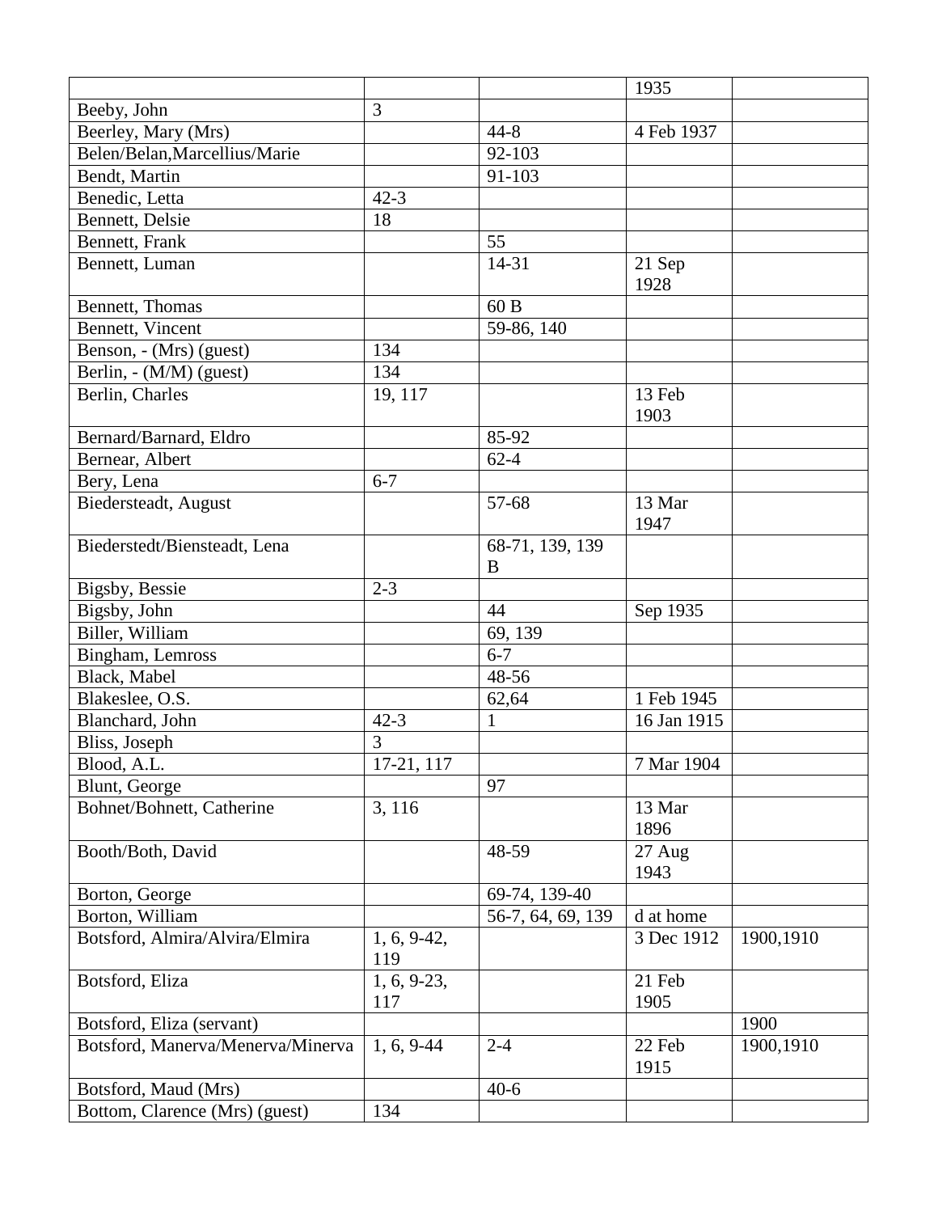| | | | 1935 | |
|---|---|---|---|---|
| Beeby, John | 3 | | | |
| Beerley, Mary (Mrs) | | 44-8 | 4 Feb 1937 | |
| Belen/Belan,Marcellius/Marie | | 92-103 | | |
| Bendt, Martin | | 91-103 | | |
| Benedic, Letta | 42-3 | | | |
| Bennett, Delsie | 18 | | | |
| Bennett, Frank | | 55 | | |
| Bennett, Luman | | 14-31 | 21 Sep 1928 | |
| Bennett, Thomas | | 60 B | | |
| Bennett, Vincent | | 59-86, 140 | | |
| Benson, - (Mrs) (guest) | 134 | | | |
| Berlin, - (M/M) (guest) | 134 | | | |
| Berlin, Charles | 19, 117 | | 13 Feb 1903 | |
| Bernard/Barnard, Eldro | | 85-92 | | |
| Bernear, Albert | | 62-4 | | |
| Bery, Lena | 6-7 | | | |
| Biedersteadt, August | | 57-68 | 13 Mar 1947 | |
| Biederstedt/Biensteadt, Lena | | 68-71, 139, 139 B | | |
| Bigsby, Bessie | 2-3 | | | |
| Bigsby, John | | 44 | Sep 1935 | |
| Biller, William | | 69, 139 | | |
| Bingham, Lemross | | 6-7 | | |
| Black, Mabel | | 48-56 | | |
| Blakeslee, O.S. | | 62,64 | 1 Feb 1945 | |
| Blanchard, John | 42-3 | 1 | 16 Jan 1915 | |
| Bliss, Joseph | 3 | | | |
| Blood, A.L. | 17-21, 117 | | 7 Mar 1904 | |
| Blunt, George | | 97 | | |
| Bohnet/Bohnett, Catherine | 3, 116 | | 13 Mar 1896 | |
| Booth/Both, David | | 48-59 | 27 Aug 1943 | |
| Borton, George | | 69-74, 139-40 | | |
| Borton, William | | 56-7, 64, 69, 139 | d at home | |
| Botsford, Almira/Alvira/Elmira | 1, 6, 9-42, 119 | | 3 Dec 1912 | 1900,1910 |
| Botsford, Eliza | 1, 6, 9-23, 117 | | 21 Feb 1905 | |
| Botsford, Eliza (servant) | | | | 1900 |
| Botsford, Manerva/Menerva/Minerva | 1, 6, 9-44 | 2-4 | 22 Feb 1915 | 1900,1910 |
| Botsford, Maud (Mrs) | | 40-6 | | |
| Bottom, Clarence (Mrs) (guest) | 134 | | | |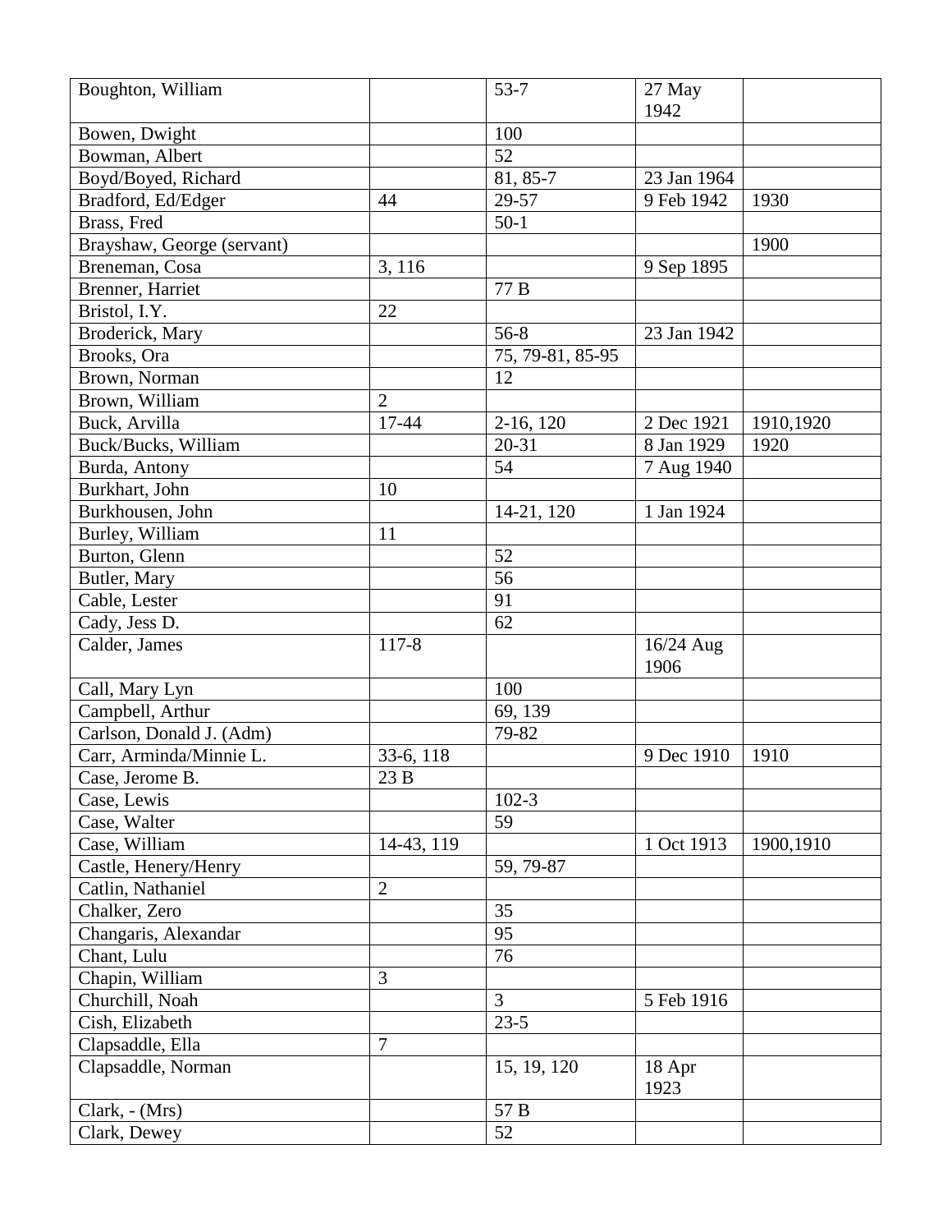| Boughton, William | | 53-7 | 27 May 1942 | |
|---|---|---|---|---|
| Bowen, Dwight | | 100 | | |
| Bowman, Albert | | 52 | | |
| Boyd/Boyed, Richard | | 81, 85-7 | 23 Jan 1964 | |
| Bradford, Ed/Edger | 44 | 29-57 | 9 Feb 1942 | 1930 |
| Brass, Fred | | 50-1 | | |
| Brayshaw, George (servant) | | | | 1900 |
| Breneman, Cosa | 3, 116 | | 9 Sep 1895 | |
| Brenner, Harriet | | 77 B | | |
| Bristol, I.Y. | 22 | | | |
| Broderick, Mary | | 56-8 | 23 Jan 1942 | |
| Brooks, Ora | | 75, 79-81, 85-95 | | |
| Brown, Norman | | 12 | | |
| Brown, William | 2 | | | |
| Buck, Arvilla | 17-44 | 2-16, 120 | 2 Dec 1921 | 1910,1920 |
| Buck/Bucks, William | | 20-31 | 8 Jan 1929 | 1920 |
| Burda, Antony | | 54 | 7 Aug 1940 | |
| Burkhart, John | 10 | | | |
| Burkhousen, John | | 14-21, 120 | 1 Jan 1924 | |
| Burley, William | 11 | | | |
| Burton, Glenn | | 52 | | |
| Butler, Mary | | 56 | | |
| Cable, Lester | | 91 | | |
| Cady, Jess D. | | 62 | | |
| Calder, James | 117-8 | | 16/24 Aug 1906 | |
| Call, Mary Lyn | | 100 | | |
| Campbell, Arthur | | 69, 139 | | |
| Carlson, Donald J. (Adm) | | 79-82 | | |
| Carr, Arminda/Minnie L. | 33-6, 118 | | 9 Dec 1910 | 1910 |
| Case, Jerome B. | 23 B | | | |
| Case, Lewis | | 102-3 | | |
| Case, Walter | | 59 | | |
| Case, William | 14-43, 119 | | 1 Oct 1913 | 1900,1910 |
| Castle, Henery/Henry | | 59, 79-87 | | |
| Catlin, Nathaniel | 2 | | | |
| Chalker, Zero | | 35 | | |
| Changaris, Alexandar | | 95 | | |
| Chant, Lulu | | 76 | | |
| Chapin, William | 3 | | | |
| Churchill, Noah | | 3 | 5 Feb 1916 | |
| Cish, Elizabeth | | 23-5 | | |
| Clapsaddle, Ella | 7 | | | |
| Clapsaddle, Norman | | 15, 19, 120 | 18 Apr 1923 | |
| Clark, - (Mrs) | | 57 B | | |
| Clark, Dewey | | 52 | | |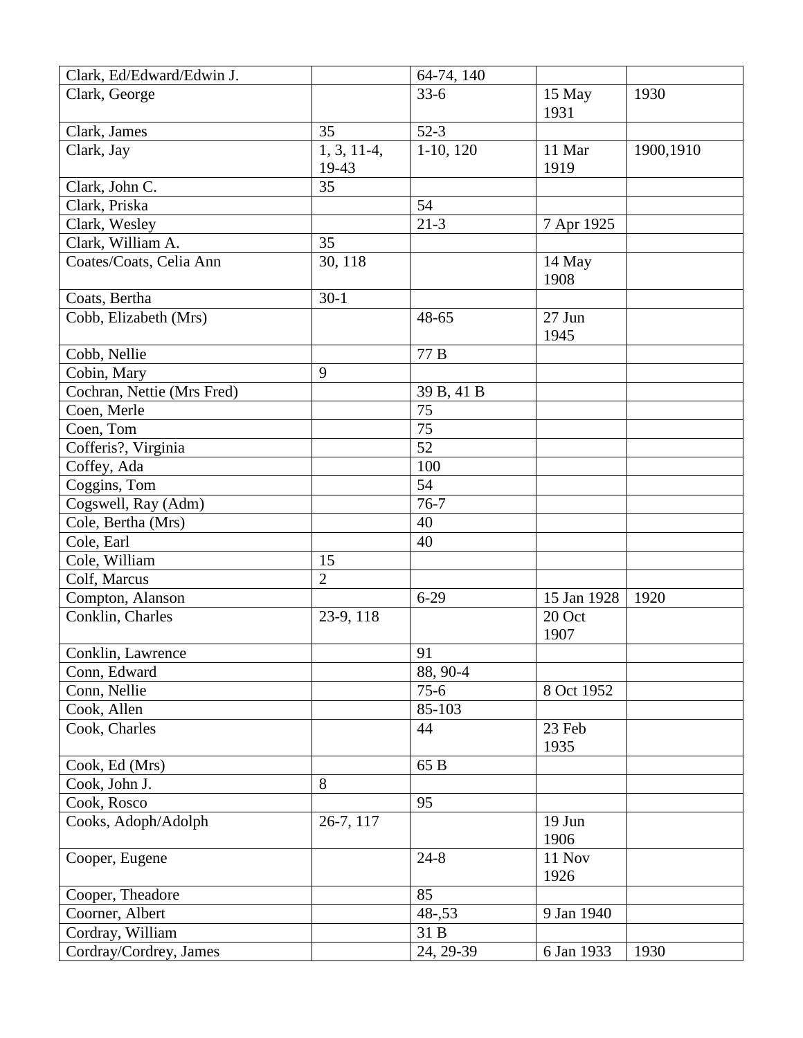| | | | | |
|---|---|---|---|---|
| Clark, Ed/Edward/Edwin J. | | 64-74, 140 | | |
| Clark, George | | 33-6 | 15 May 1931 | 1930 |
| Clark, James | 35 | 52-3 | | |
| Clark, Jay | 1, 3, 11-4, 19-43 | 1-10, 120 | 11 Mar 1919 | 1900,1910 |
| Clark, John C. | 35 | | | |
| Clark, Priska | | 54 | | |
| Clark, Wesley | | 21-3 | 7 Apr 1925 | |
| Clark, William A. | 35 | | | |
| Coates/Coats, Celia Ann | 30, 118 | | 14 May 1908 | |
| Coats, Bertha | 30-1 | | | |
| Cobb, Elizabeth (Mrs) | | 48-65 | 27 Jun 1945 | |
| Cobb, Nellie | | 77 B | | |
| Cobin, Mary | 9 | | | |
| Cochran, Nettie (Mrs Fred) | | 39 B, 41 B | | |
| Coen, Merle | | 75 | | |
| Coen, Tom | | 75 | | |
| Cofferis?, Virginia | | 52 | | |
| Coffey, Ada | | 100 | | |
| Coggins, Tom | | 54 | | |
| Cogswell, Ray (Adm) | | 76-7 | | |
| Cole, Bertha (Mrs) | | 40 | | |
| Cole, Earl | | 40 | | |
| Cole, William | 15 | | | |
| Colf, Marcus | 2 | | | |
| Compton, Alanson | | 6-29 | 15 Jan 1928 | 1920 |
| Conklin, Charles | 23-9, 118 | | 20 Oct 1907 | |
| Conklin, Lawrence | | 91 | | |
| Conn, Edward | | 88, 90-4 | | |
| Conn, Nellie | | 75-6 | 8 Oct 1952 | |
| Cook, Allen | | 85-103 | | |
| Cook, Charles | | 44 | 23 Feb 1935 | |
| Cook, Ed (Mrs) | | 65 B | | |
| Cook, John J. | 8 | | | |
| Cook, Rosco | | 95 | | |
| Cooks, Adoph/Adolph | 26-7, 117 | | 19 Jun 1906 | |
| Cooper, Eugene | | 24-8 | 11 Nov 1926 | |
| Cooper, Theadore | | 85 | | |
| Coorner, Albert | | 48-,53 | 9 Jan 1940 | |
| Cordray, William | | 31 B | | |
| Cordray/Cordrey, James | | 24, 29-39 | 6 Jan 1933 | 1930 |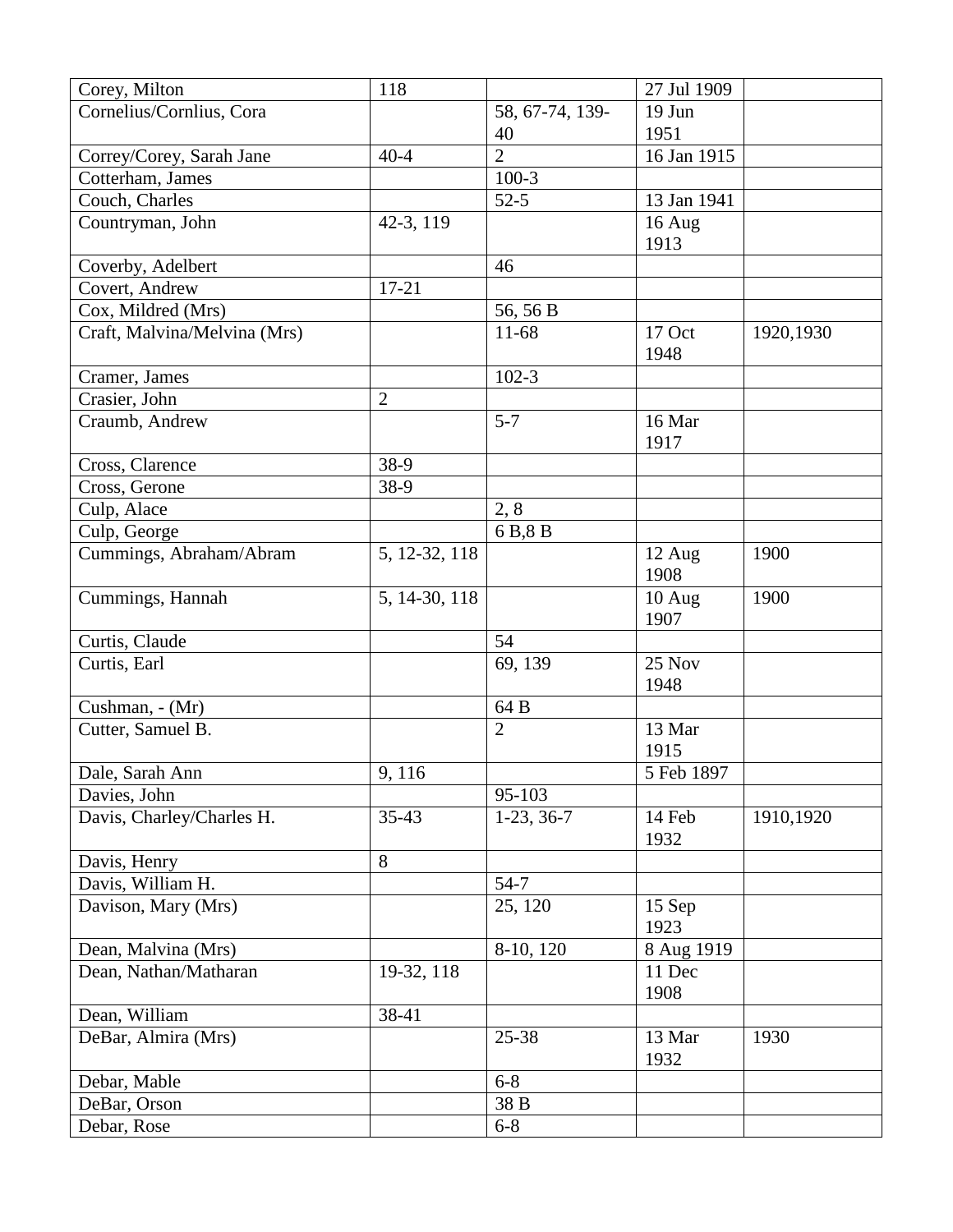| Corey, Milton | 118 | | 27 Jul 1909 | |
|---|---|---|---|---|
| Cornelius/Cornlius, Cora | | 58, 67-74, 139-40 | 19 Jun 1951 | |
| Correy/Corey, Sarah Jane | 40-4 | 2 | 16 Jan 1915 | |
| Cotterham, James | | 100-3 | | |
| Couch, Charles | | 52-5 | 13 Jan 1941 | |
| Countryman, John | 42-3, 119 | | 16 Aug 1913 | |
| Coverby, Adelbert | | 46 | | |
| Covert, Andrew | 17-21 | | | |
| Cox, Mildred (Mrs) | | 56, 56 B | | |
| Craft, Malvina/Melvina (Mrs) | | 11-68 | 17 Oct 1948 | 1920,1930 |
| Cramer, James | | 102-3 | | |
| Crasier, John | 2 | | | |
| Craumb, Andrew | | 5-7 | 16 Mar 1917 | |
| Cross, Clarence | 38-9 | | | |
| Cross, Gerone | 38-9 | | | |
| Culp, Alace | | 2, 8 | | |
| Culp, George | | 6 B,8 B | | |
| Cummings, Abraham/Abram | 5, 12-32, 118 | | 12 Aug 1908 | 1900 |
| Cummings, Hannah | 5, 14-30, 118 | | 10 Aug 1907 | 1900 |
| Curtis, Claude | | 54 | | |
| Curtis, Earl | | 69, 139 | 25 Nov 1948 | |
| Cushman, - (Mr) | | 64 B | | |
| Cutter, Samuel B. | | 2 | 13 Mar 1915 | |
| Dale, Sarah Ann | 9, 116 | | 5 Feb 1897 | |
| Davies, John | | 95-103 | | |
| Davis, Charley/Charles H. | 35-43 | 1-23, 36-7 | 14 Feb 1932 | 1910,1920 |
| Davis, Henry | 8 | | | |
| Davis, William H. | | 54-7 | | |
| Davison, Mary (Mrs) | | 25, 120 | 15 Sep 1923 | |
| Dean, Malvina (Mrs) | | 8-10, 120 | 8 Aug 1919 | |
| Dean, Nathan/Matharan | 19-32, 118 | | 11 Dec 1908 | |
| Dean, William | 38-41 | | | |
| DeBar, Almira (Mrs) | | 25-38 | 13 Mar 1932 | 1930 |
| Debar, Mable | | 6-8 | | |
| DeBar, Orson | | 38 B | | |
| Debar, Rose | | 6-8 | | |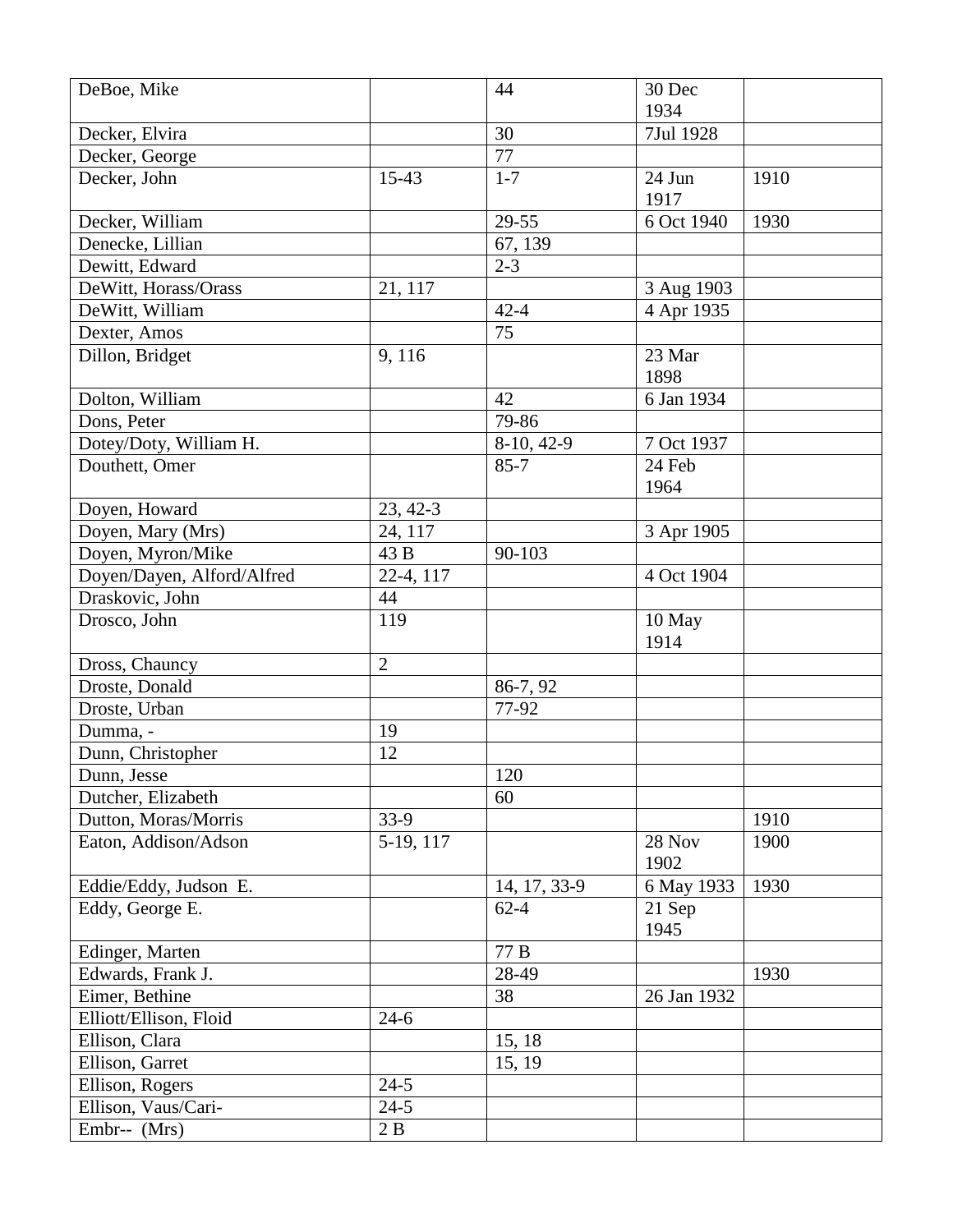| DeBoe, Mike | | 44 | 30 Dec 1934 | |
|---|---|---|---|---|
| Decker, Elvira | | 30 | 7Jul 1928 | |
| Decker, George | | 77 | | |
| Decker, John | 15-43 | 1-7 | 24 Jun 1917 | 1910 |
| Decker, William | | 29-55 | 6 Oct 1940 | 1930 |
| Denecke, Lillian | | 67, 139 | | |
| Dewitt, Edward | | 2-3 | | |
| DeWitt, Horass/Orass | 21, 117 | | 3 Aug 1903 | |
| DeWitt, William | | 42-4 | 4 Apr 1935 | |
| Dexter, Amos | | 75 | | |
| Dillon, Bridget | 9, 116 | | 23 Mar 1898 | |
| Dolton, William | | 42 | 6 Jan 1934 | |
| Dons, Peter | | 79-86 | | |
| Dotey/Doty, William H. | | 8-10, 42-9 | 7 Oct 1937 | |
| Douthett, Omer | | 85-7 | 24 Feb 1964 | |
| Doyen, Howard | 23, 42-3 | | | |
| Doyen, Mary (Mrs) | 24, 117 | | 3 Apr 1905 | |
| Doyen, Myron/Mike | 43 B | 90-103 | | |
| Doyen/Dayen, Alford/Alfred | 22-4, 117 | | 4 Oct 1904 | |
| Draskovic, John | 44 | | | |
| Drosco, John | 119 | | 10 May 1914 | |
| Dross, Chauncy | 2 | | | |
| Droste, Donald | | 86-7, 92 | | |
| Droste, Urban | | 77-92 | | |
| Dumma, - | 19 | | | |
| Dunn, Christopher | 12 | | | |
| Dunn, Jesse | | 120 | | |
| Dutcher, Elizabeth | | 60 | | |
| Dutton, Moras/Morris | 33-9 | | | 1910 |
| Eaton, Addison/Adson | 5-19, 117 | | 28 Nov 1902 | 1900 |
| Eddie/Eddy, Judson E. | | 14, 17, 33-9 | 6 May 1933 | 1930 |
| Eddy, George E. | | 62-4 | 21 Sep 1945 | |
| Edinger, Marten | | 77 B | | |
| Edwards, Frank J. | | 28-49 | | 1930 |
| Eimer, Bethine | | 38 | 26 Jan 1932 | |
| Elliott/Ellison, Floid | 24-6 | | | |
| Ellison, Clara | | 15, 18 | | |
| Ellison, Garret | | 15, 19 | | |
| Ellison, Rogers | 24-5 | | | |
| Ellison, Vaus/Cari- | 24-5 | | | |
| Embr-- (Mrs) | 2 B | | | |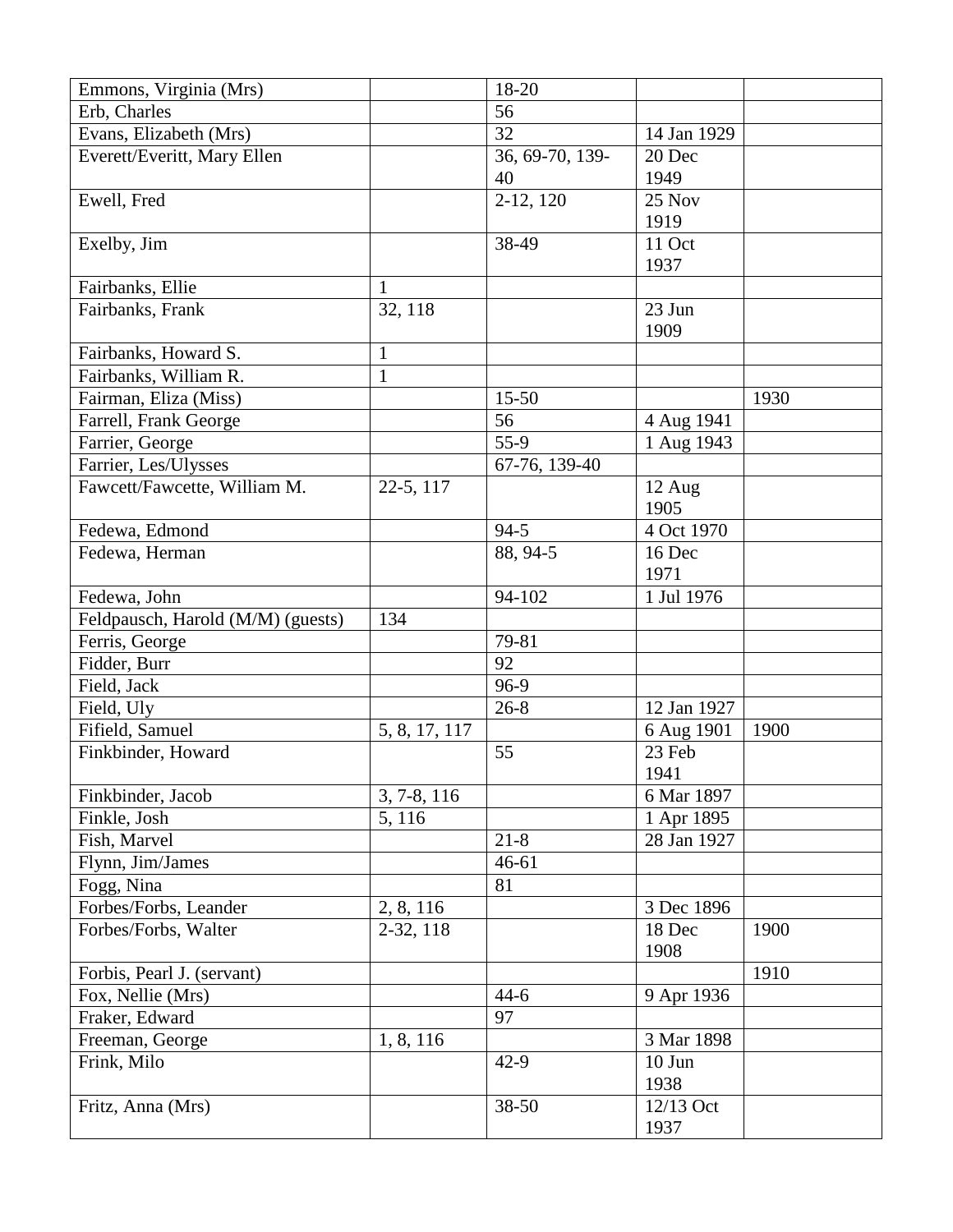| | | | | |
|---|---|---|---|---|
| Emmons, Virginia (Mrs) | | 18-20 | | |
| Erb, Charles | | 56 | | |
| Evans, Elizabeth (Mrs) | | 32 | 14 Jan 1929 | |
| Everett/Everitt, Mary Ellen | | 36, 69-70, 139-40 | 20 Dec 1949 | |
| Ewell, Fred | | 2-12, 120 | 25 Nov 1919 | |
| Exelby, Jim | | 38-49 | 11 Oct 1937 | |
| Fairbanks, Ellie | 1 | | | |
| Fairbanks, Frank | 32, 118 | | 23 Jun 1909 | |
| Fairbanks, Howard S. | 1 | | | |
| Fairbanks, William R. | 1 | | | |
| Fairman, Eliza (Miss) | | 15-50 | | 1930 |
| Farrell, Frank George | | 56 | 4 Aug 1941 | |
| Farrier, George | | 55-9 | 1 Aug 1943 | |
| Farrier, Les/Ulysses | | 67-76, 139-40 | | |
| Fawcett/Fawcette, William M. | 22-5, 117 | | 12 Aug 1905 | |
| Fedewa, Edmond | | 94-5 | 4 Oct 1970 | |
| Fedewa, Herman | | 88, 94-5 | 16 Dec 1971 | |
| Fedewa, John | | 94-102 | 1 Jul 1976 | |
| Feldpausch, Harold (M/M) (guests) | 134 | | | |
| Ferris, George | | 79-81 | | |
| Fidder, Burr | | 92 | | |
| Field, Jack | | 96-9 | | |
| Field, Uly | | 26-8 | 12 Jan 1927 | |
| Fifield, Samuel | 5, 8, 17, 117 | | 6 Aug 1901 | 1900 |
| Finkbinder, Howard | | 55 | 23 Feb 1941 | |
| Finkbinder, Jacob | 3, 7-8, 116 | | 6 Mar 1897 | |
| Finkle, Josh | 5, 116 | | 1 Apr 1895 | |
| Fish, Marvel | | 21-8 | 28 Jan 1927 | |
| Flynn, Jim/James | | 46-61 | | |
| Fogg, Nina | | 81 | | |
| Forbes/Forbs, Leander | 2, 8, 116 | | 3 Dec 1896 | |
| Forbes/Forbs, Walter | 2-32, 118 | | 18 Dec 1908 | 1900 |
| Forbis, Pearl J. (servant) | | | | 1910 |
| Fox, Nellie (Mrs) | | 44-6 | 9 Apr 1936 | |
| Fraker, Edward | | 97 | | |
| Freeman, George | 1, 8, 116 | | 3 Mar 1898 | |
| Frink, Milo | | 42-9 | 10 Jun 1938 | |
| Fritz, Anna (Mrs) | | 38-50 | 12/13 Oct 1937 | |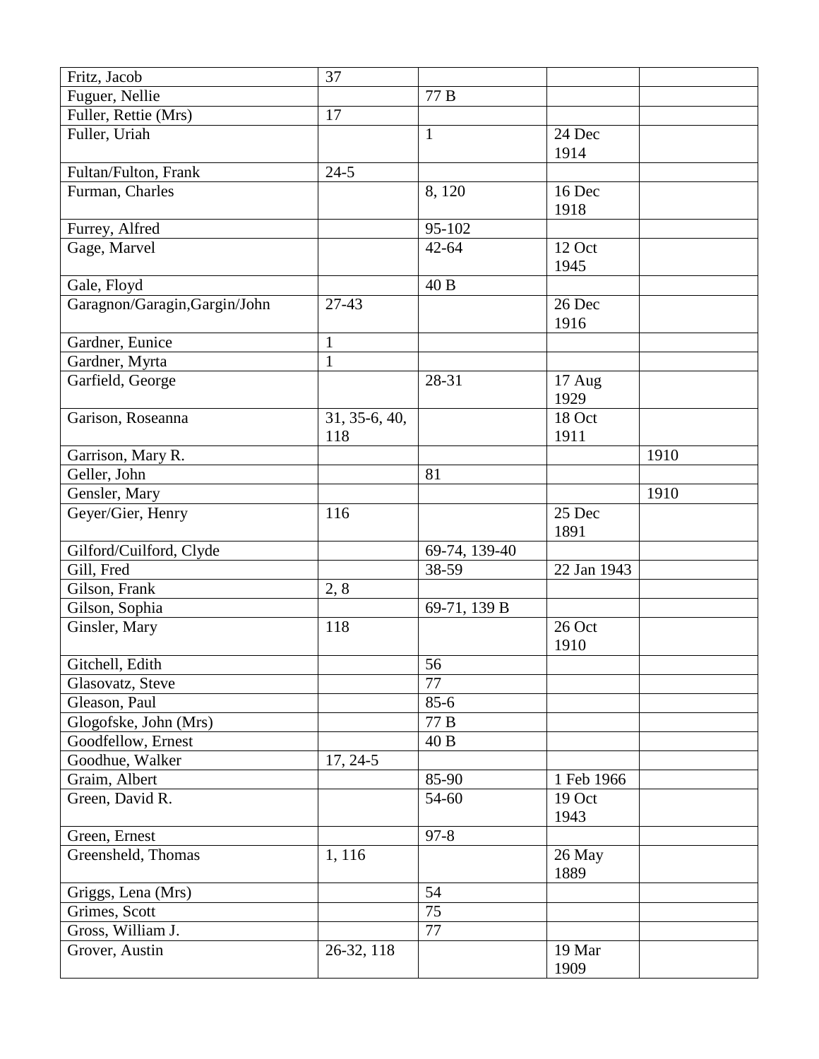| | | | | |
|---|---|---|---|---|
| Fritz, Jacob | 37 | | | |
| Fuguer, Nellie | | 77 B | | |
| Fuller, Rettie (Mrs) | 17 | | | |
| Fuller, Uriah | | 1 | 24 Dec 1914 | |
| Fultan/Fulton, Frank | 24-5 | | | |
| Furman, Charles | | 8, 120 | 16 Dec 1918 | |
| Furrey, Alfred | | 95-102 | | |
| Gage, Marvel | | 42-64 | 12 Oct 1945 | |
| Gale, Floyd | | 40 B | | |
| Garagnon/Garagin,Gargin/John | 27-43 | | 26 Dec 1916 | |
| Gardner, Eunice | 1 | | | |
| Gardner, Myrta | 1 | | | |
| Garfield, George | | 28-31 | 17 Aug 1929 | |
| Garison, Roseanna | 31, 35-6, 40, 118 | | 18 Oct 1911 | |
| Garrison, Mary R. | | | | 1910 |
| Geller, John | | 81 | | |
| Gensler, Mary | | | | 1910 |
| Geyer/Gier, Henry | 116 | | 25 Dec 1891 | |
| Gilford/Cuilford, Clyde | | 69-74, 139-40 | | |
| Gill, Fred | | 38-59 | 22 Jan 1943 | |
| Gilson, Frank | 2, 8 | | | |
| Gilson, Sophia | | 69-71, 139 B | | |
| Ginsler, Mary | 118 | | 26 Oct 1910 | |
| Gitchell, Edith | | 56 | | |
| Glasovatz, Steve | | 77 | | |
| Gleason, Paul | | 85-6 | | |
| Glogofske, John (Mrs) | | 77 B | | |
| Goodfellow, Ernest | | 40 B | | |
| Goodhue, Walker | 17, 24-5 | | | |
| Graim, Albert | | 85-90 | 1 Feb 1966 | |
| Green, David R. | | 54-60 | 19 Oct 1943 | |
| Green, Ernest | | 97-8 | | |
| Greensheld, Thomas | 1, 116 | | 26 May 1889 | |
| Griggs, Lena (Mrs) | | 54 | | |
| Grimes, Scott | | 75 | | |
| Gross, William J. | | 77 | | |
| Grover, Austin | 26-32, 118 | | 19 Mar 1909 | |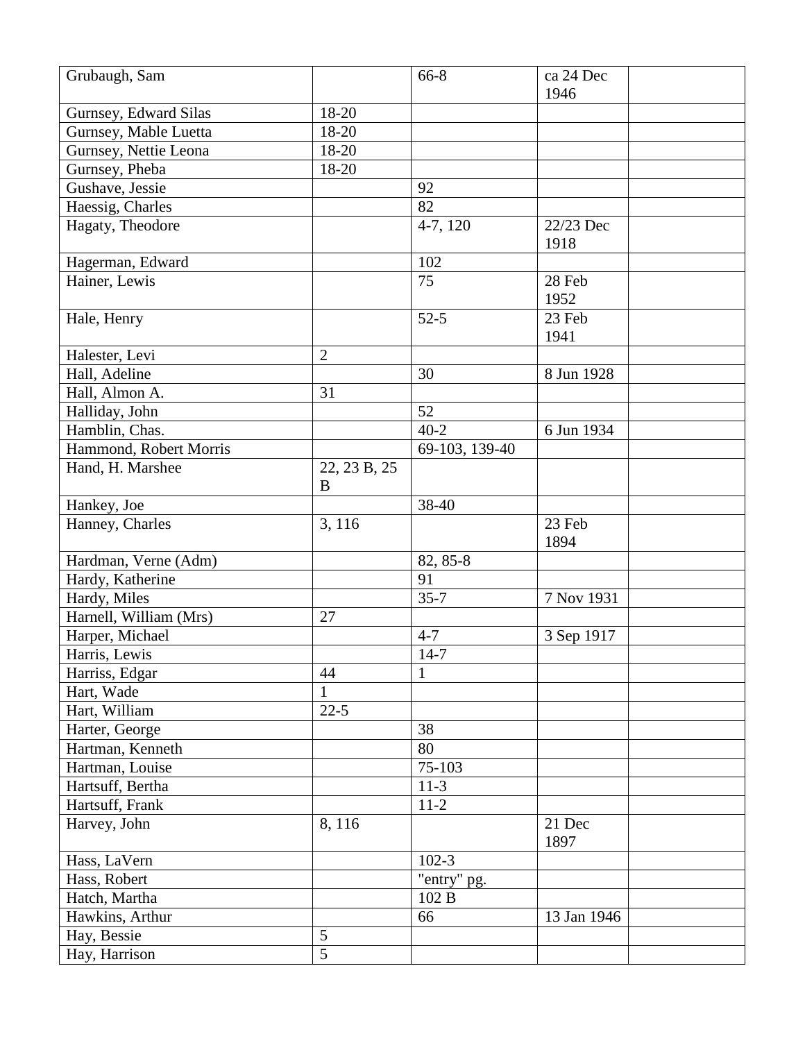| | | | | |
|---|---|---|---|---|
| Grubaugh, Sam | | 66-8 | ca 24 Dec 1946 | |
| Gurnsey, Edward Silas | 18-20 | | | |
| Gurnsey, Mable Luetta | 18-20 | | | |
| Gurnsey, Nettie Leona | 18-20 | | | |
| Gurnsey, Pheba | 18-20 | | | |
| Gushave, Jessie | | 92 | | |
| Haessig, Charles | | 82 | | |
| Hagaty, Theodore | | 4-7, 120 | 22/23 Dec 1918 | |
| Hagerman, Edward | | 102 | | |
| Hainer, Lewis | | 75 | 28 Feb 1952 | |
| Hale, Henry | | 52-5 | 23 Feb 1941 | |
| Halester, Levi | 2 | | | |
| Hall, Adeline | | 30 | 8 Jun 1928 | |
| Hall, Almon A. | 31 | | | |
| Halliday, John | | 52 | | |
| Hamblin, Chas. | | 40-2 | 6 Jun 1934 | |
| Hammond, Robert Morris | | 69-103, 139-40 | | |
| Hand, H. Marshee | 22, 23 B, 25 B | | | |
| Hankey, Joe | | 38-40 | | |
| Hanney, Charles | 3, 116 | | 23 Feb 1894 | |
| Hardman, Verne (Adm) | | 82, 85-8 | | |
| Hardy, Katherine | | 91 | | |
| Hardy, Miles | | 35-7 | 7 Nov 1931 | |
| Harnell, William (Mrs) | 27 | | | |
| Harper, Michael | | 4-7 | 3 Sep 1917 | |
| Harris, Lewis | | 14-7 | | |
| Harriss, Edgar | 44 | 1 | | |
| Hart, Wade | 1 | | | |
| Hart, William | 22-5 | | | |
| Harter, George | | 38 | | |
| Hartman, Kenneth | | 80 | | |
| Hartman, Louise | | 75-103 | | |
| Hartsuff, Bertha | | 11-3 | | |
| Hartsuff, Frank | | 11-2 | | |
| Harvey, John | 8, 116 | | 21 Dec 1897 | |
| Hass, LaVern | | 102-3 | | |
| Hass, Robert | | "entry" pg. | | |
| Hatch, Martha | | 102 B | | |
| Hawkins, Arthur | | 66 | 13 Jan 1946 | |
| Hay, Bessie | 5 | | | |
| Hay, Harrison | 5 | | | |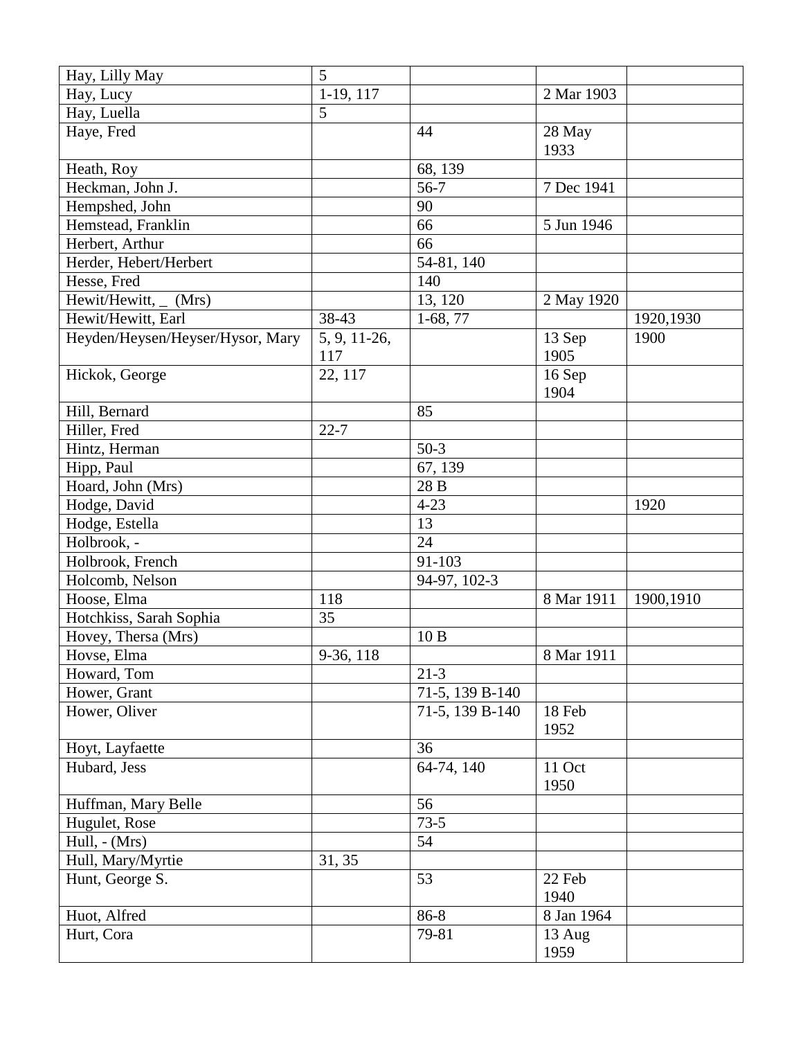| Hay, Lilly May | 5 | | | |
|---|---|---|---|---|
| Hay, Lucy | 1-19, 117 | | 2 Mar 1903 | |
| Hay, Luella | 5 | | | |
| Haye, Fred | | 44 | 28 May 1933 | |
| Heath, Roy | | 68, 139 | | |
| Heckman, John J. | | 56-7 | 7 Dec 1941 | |
| Hempshed, John | | 90 | | |
| Hemstead, Franklin | | 66 | 5 Jun 1946 | |
| Herbert, Arthur | | 66 | | |
| Herder, Hebert/Herbert | | 54-81, 140 | | |
| Hesse, Fred | | 140 | | |
| Hewit/Hewitt, _ (Mrs) | | 13, 120 | 2 May 1920 | |
| Hewit/Hewitt, Earl | 38-43 | 1-68, 77 | | 1920,1930 |
| Heyden/Heysen/Heyser/Hysor, Mary | 5, 9, 11-26, 117 | | 13 Sep 1905 | 1900 |
| Hickok, George | 22, 117 | | 16 Sep 1904 | |
| Hill, Bernard | | 85 | | |
| Hiller, Fred | 22-7 | | | |
| Hintz, Herman | | 50-3 | | |
| Hipp, Paul | | 67, 139 | | |
| Hoard, John (Mrs) | | 28 B | | |
| Hodge, David | | 4-23 | | 1920 |
| Hodge, Estella | | 13 | | |
| Holbrook, - | | 24 | | |
| Holbrook, French | | 91-103 | | |
| Holcomb, Nelson | | 94-97, 102-3 | | |
| Hoose, Elma | 118 | | 8 Mar 1911 | 1900,1910 |
| Hotchkiss, Sarah Sophia | 35 | | | |
| Hovey, Thersa (Mrs) | | 10 B | | |
| Hovse, Elma | 9-36, 118 | | 8 Mar 1911 | |
| Howard, Tom | | 21-3 | | |
| Hower, Grant | | 71-5, 139 B-140 | | |
| Hower, Oliver | | 71-5, 139 B-140 | 18 Feb 1952 | |
| Hoyt, Layfaette | | 36 | | |
| Hubard, Jess | | 64-74, 140 | 11 Oct 1950 | |
| Huffman, Mary Belle | | 56 | | |
| Hugulet, Rose | | 73-5 | | |
| Hull, - (Mrs) | | 54 | | |
| Hull, Mary/Myrtie | 31, 35 | | | |
| Hunt, George S. | | 53 | 22 Feb 1940 | |
| Huot, Alfred | | 86-8 | 8 Jan 1964 | |
| Hurt, Cora | | 79-81 | 13 Aug 1959 | |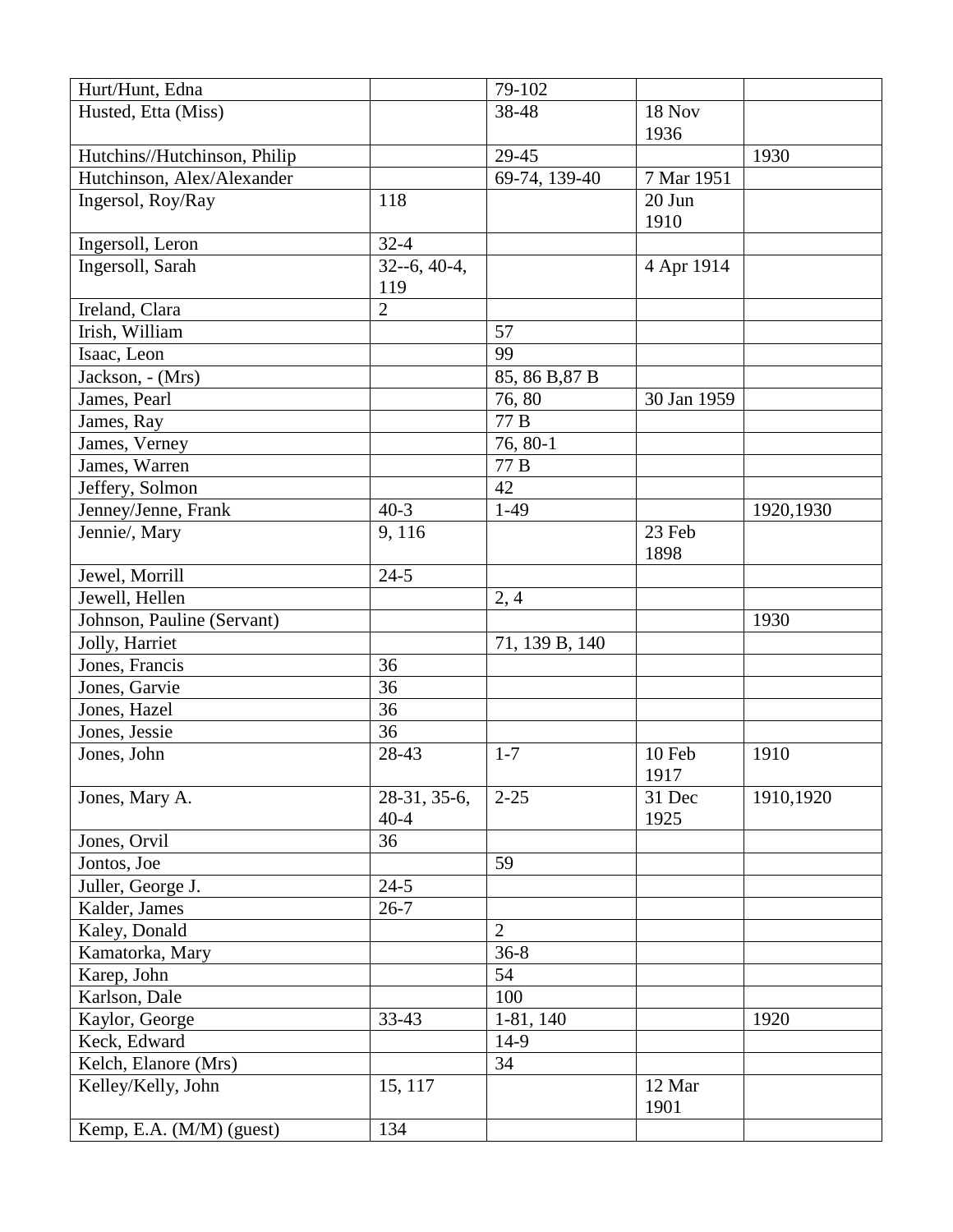| | | | | |
|---|---|---|---|---|
| Hurt/Hunt, Edna | | 79-102 | | |
| Husted, Etta (Miss) | | 38-48 | 18 Nov 1936 | |
| Hutchins//Hutchinson, Philip | | 29-45 | | 1930 |
| Hutchinson, Alex/Alexander | | 69-74, 139-40 | 7 Mar 1951 | |
| Ingersol, Roy/Ray | 118 | | 20 Jun 1910 | |
| Ingersoll, Leron | 32-4 | | | |
| Ingersoll, Sarah | 32--6, 40-4, 119 | | 4 Apr 1914 | |
| Ireland, Clara | 2 | | | |
| Irish, William | | 57 | | |
| Isaac, Leon | | 99 | | |
| Jackson, - (Mrs) | | 85, 86 B,87 B | | |
| James, Pearl | | 76, 80 | 30 Jan 1959 | |
| James, Ray | | 77 B | | |
| James, Verney | | 76, 80-1 | | |
| James, Warren | | 77 B | | |
| Jeffery, Solmon | | 42 | | |
| Jenney/Jenne, Frank | 40-3 | 1-49 | | 1920,1930 |
| Jennie/, Mary | 9, 116 | | 23 Feb 1898 | |
| Jewel, Morrill | 24-5 | | | |
| Jewell, Hellen | | 2, 4 | | |
| Johnson, Pauline (Servant) | | | | 1930 |
| Jolly, Harriet | | 71, 139 B, 140 | | |
| Jones, Francis | 36 | | | |
| Jones, Garvie | 36 | | | |
| Jones, Hazel | 36 | | | |
| Jones, Jessie | 36 | | | |
| Jones, John | 28-43 | 1-7 | 10 Feb 1917 | 1910 |
| Jones, Mary A. | 28-31, 35-6, 40-4 | 2-25 | 31 Dec 1925 | 1910,1920 |
| Jones, Orvil | 36 | | | |
| Jontos, Joe | | 59 | | |
| Juller, George J. | 24-5 | | | |
| Kalder, James | 26-7 | | | |
| Kaley, Donald | | 2 | | |
| Kamatorka, Mary | | 36-8 | | |
| Karep, John | | 54 | | |
| Karlson, Dale | | 100 | | |
| Kaylor, George | 33-43 | 1-81, 140 | | 1920 |
| Keck, Edward | | 14-9 | | |
| Kelch, Elanore (Mrs) | | 34 | | |
| Kelley/Kelly, John | 15, 117 | | 12 Mar 1901 | |
| Kemp, E.A. (M/M) (guest) | 134 | | | |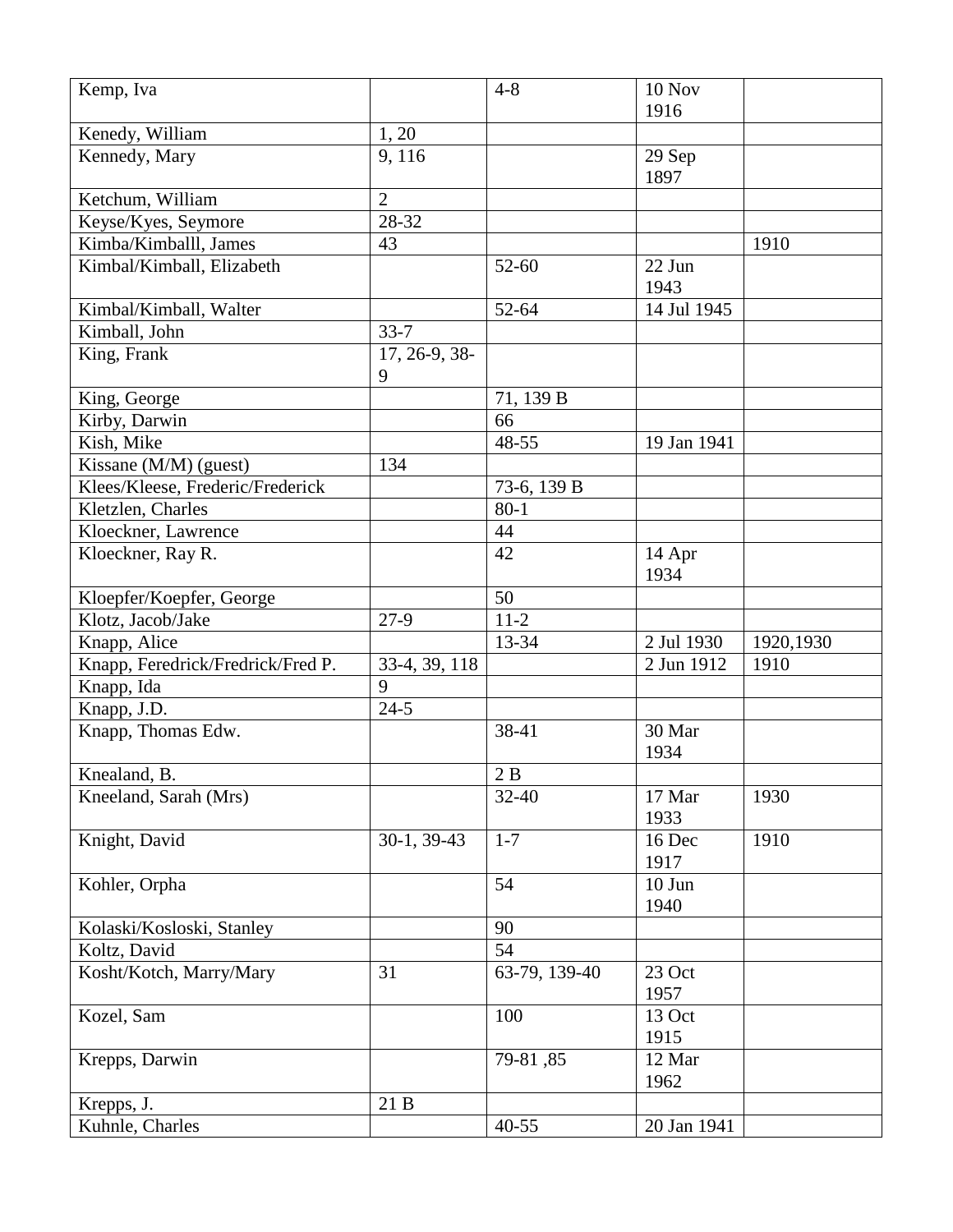| | | | | |
|---|---|---|---|---|
| Kemp, Iva | | 4-8 | 10 Nov 1916 | |
| Kenedy, William | 1, 20 | | | |
| Kennedy, Mary | 9, 116 | | 29 Sep 1897 | |
| Ketchum, William | 2 | | | |
| Keyse/Kyes, Seymore | 28-32 | | | |
| Kimba/Kimballl, James | 43 | | | 1910 |
| Kimbal/Kimball, Elizabeth | | 52-60 | 22 Jun 1943 | |
| Kimbal/Kimball, Walter | | 52-64 | 14 Jul 1945 | |
| Kimball, John | 33-7 | | | |
| King, Frank | 17, 26-9, 38-9 | | | |
| King, George | | 71, 139 B | | |
| Kirby, Darwin | | 66 | | |
| Kish, Mike | | 48-55 | 19 Jan 1941 | |
| Kissane (M/M) (guest) | 134 | | | |
| Klees/Kleese, Frederic/Frederick | | 73-6, 139 B | | |
| Kletzlen, Charles | | 80-1 | | |
| Kloeckner, Lawrence | | 44 | | |
| Kloeckner, Ray R. | | 42 | 14 Apr 1934 | |
| Kloepfer/Koepfer, George | | 50 | | |
| Klotz, Jacob/Jake | 27-9 | 11-2 | | |
| Knapp, Alice | | 13-34 | 2 Jul 1930 | 1920,1930 |
| Knapp, Feredrick/Fredrick/Fred P. | 33-4, 39, 118 | | 2 Jun 1912 | 1910 |
| Knapp, Ida | 9 | | | |
| Knapp, J.D. | 24-5 | | | |
| Knapp, Thomas Edw. | | 38-41 | 30 Mar 1934 | |
| Knealand, B. | | 2 B | | |
| Kneeland, Sarah (Mrs) | | 32-40 | 17 Mar 1933 | 1930 |
| Knight, David | 30-1, 39-43 | 1-7 | 16 Dec 1917 | 1910 |
| Kohler, Orpha | | 54 | 10 Jun 1940 | |
| Kolaski/Kosloski, Stanley | | 90 | | |
| Koltz, David | | 54 | | |
| Kosht/Kotch, Marry/Mary | 31 | 63-79, 139-40 | 23 Oct 1957 | |
| Kozel, Sam | | 100 | 13 Oct 1915 | |
| Krepps, Darwin | | 79-81 ,85 | 12 Mar 1962 | |
| Krepps, J. | 21 B | | | |
| Kuhnle, Charles | | 40-55 | 20 Jan 1941 | |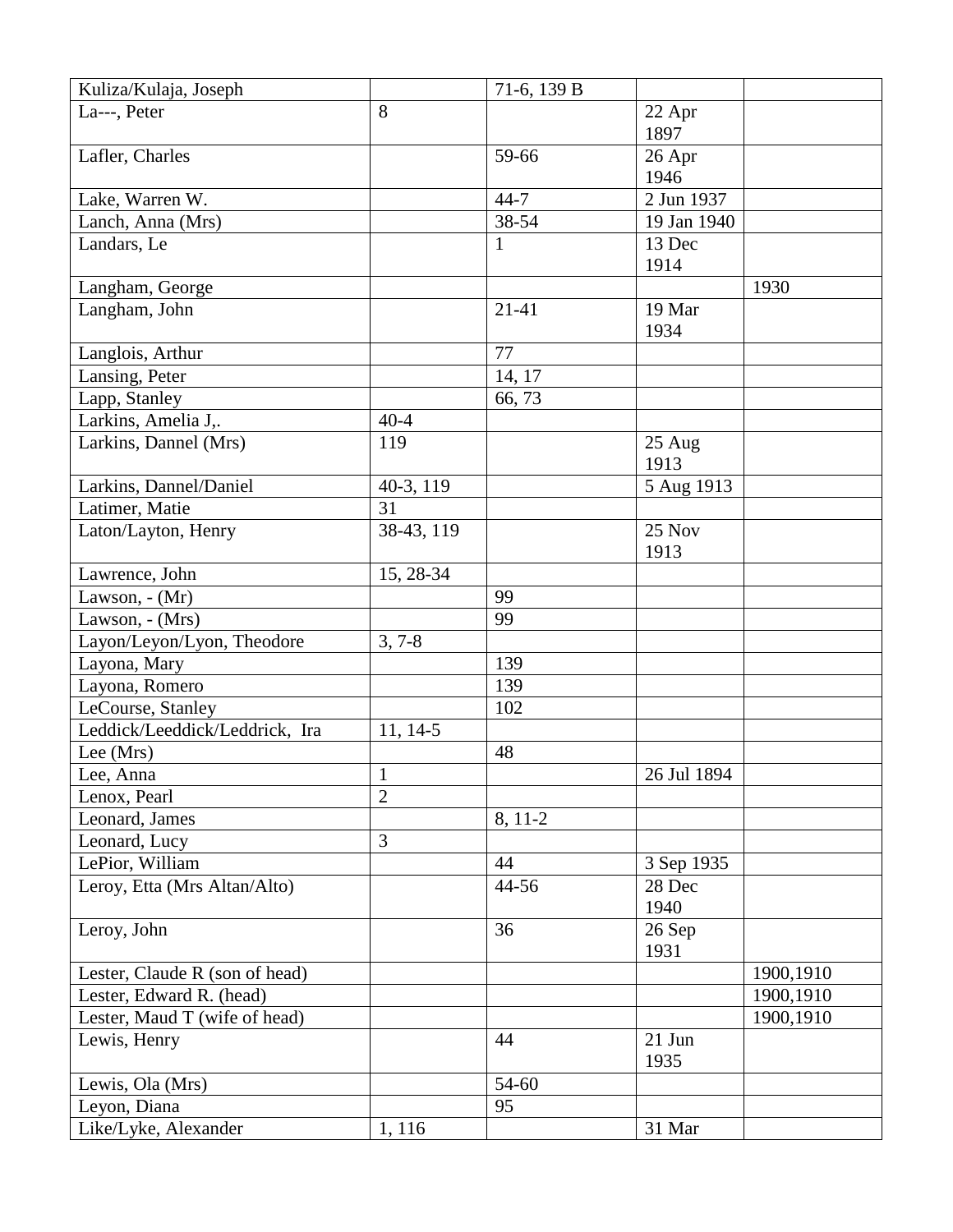| Kuliza/Kulaja, Joseph | | 71-6, 139 B | | |
|---|---|---|---|---|
| La---, Peter | 8 | | 22 Apr 1897 | |
| Lafler, Charles | | 59-66 | 26 Apr 1946 | |
| Lake, Warren W. | | 44-7 | 2 Jun 1937 | |
| Lanch, Anna (Mrs) | | 38-54 | 19 Jan 1940 | |
| Landars, Le | | 1 | 13 Dec 1914 | |
| Langham, George | | | | 1930 |
| Langham, John | | 21-41 | 19 Mar 1934 | |
| Langlois, Arthur | | 77 | | |
| Lansing, Peter | | 14, 17 | | |
| Lapp, Stanley | | 66, 73 | | |
| Larkins, Amelia J,. | 40-4 | | | |
| Larkins, Dannel (Mrs) | 119 | | 25 Aug 1913 | |
| Larkins, Dannel/Daniel | 40-3, 119 | | 5 Aug 1913 | |
| Latimer, Matie | 31 | | | |
| Laton/Layton, Henry | 38-43, 119 | | 25 Nov 1913 | |
| Lawrence, John | 15, 28-34 | | | |
| Lawson, - (Mr) | | 99 | | |
| Lawson, - (Mrs) | | 99 | | |
| Layon/Leyon/Lyon, Theodore | 3, 7-8 | | | |
| Layona, Mary | | 139 | | |
| Layona, Romero | | 139 | | |
| LeCourse, Stanley | | 102 | | |
| Leddick/Leeddick/Leddrick, Ira | 11, 14-5 | | | |
| Lee (Mrs) | | 48 | | |
| Lee, Anna | 1 | | 26 Jul 1894 | |
| Lenox, Pearl | 2 | | | |
| Leonard, James | | 8, 11-2 | | |
| Leonard, Lucy | 3 | | | |
| LePior, William | | 44 | 3 Sep 1935 | |
| Leroy, Etta (Mrs Altan/Alto) | | 44-56 | 28 Dec 1940 | |
| Leroy, John | | 36 | 26 Sep 1931 | |
| Lester, Claude R (son of head) | | | | 1900,1910 |
| Lester, Edward R. (head) | | | | 1900,1910 |
| Lester, Maud T (wife of head) | | | | 1900,1910 |
| Lewis, Henry | | 44 | 21 Jun 1935 | |
| Lewis, Ola (Mrs) | | 54-60 | | |
| Leyon, Diana | | 95 | | |
| Like/Lyke, Alexander | 1, 116 | | 31 Mar | |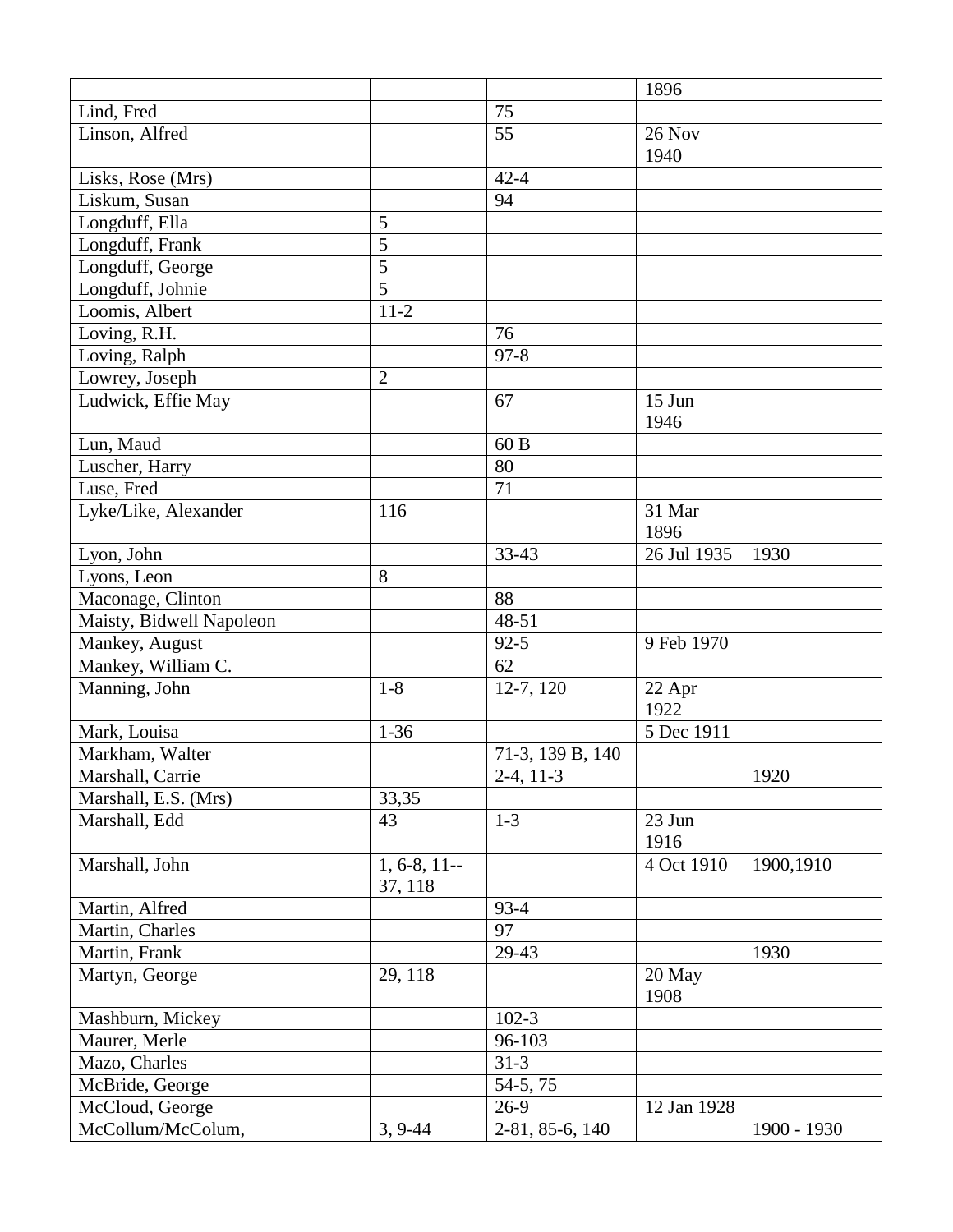| | | | | |
|---|---|---|---|---|
| | | | 1896 | |
| Lind, Fred | | 75 | | |
| Linson, Alfred | | 55 | 26 Nov 1940 | |
| Lisks, Rose (Mrs) | | 42-4 | | |
| Liskum, Susan | | 94 | | |
| Longduff, Ella | 5 | | | |
| Longduff, Frank | 5 | | | |
| Longduff, George | 5 | | | |
| Longduff, Johnie | 5 | | | |
| Loomis, Albert | 11-2 | | | |
| Loving, R.H. | | 76 | | |
| Loving, Ralph | | 97-8 | | |
| Lowrey, Joseph | 2 | | | |
| Ludwick, Effie May | | 67 | 15 Jun 1946 | |
| Lun, Maud | | 60 B | | |
| Luscher, Harry | | 80 | | |
| Luse, Fred | | 71 | | |
| Lyke/Like, Alexander | 116 | | 31 Mar 1896 | |
| Lyon, John | | 33-43 | 26 Jul 1935 | 1930 |
| Lyons, Leon | 8 | | | |
| Maconage, Clinton | | 88 | | |
| Maisty, Bidwell Napoleon | | 48-51 | | |
| Mankey, August | | 92-5 | 9 Feb 1970 | |
| Mankey, William C. | | 62 | | |
| Manning, John | 1-8 | 12-7, 120 | 22 Apr 1922 | |
| Mark, Louisa | 1-36 | | 5 Dec 1911 | |
| Markham, Walter | | 71-3, 139 B, 140 | | |
| Marshall, Carrie | | 2-4, 11-3 | | 1920 |
| Marshall, E.S. (Mrs) | 33,35 | | | |
| Marshall, Edd | 43 | 1-3 | 23 Jun 1916 | |
| Marshall, John | 1, 6-8, 11--37, 118 | | 4 Oct 1910 | 1900,1910 |
| Martin, Alfred | | 93-4 | | |
| Martin, Charles | | 97 | | |
| Martin, Frank | | 29-43 | | 1930 |
| Martyn, George | 29, 118 | | 20 May 1908 | |
| Mashburn, Mickey | | 102-3 | | |
| Maurer, Merle | | 96-103 | | |
| Mazo, Charles | | 31-3 | | |
| McBride, George | | 54-5, 75 | | |
| McCloud, George | | 26-9 | 12 Jan 1928 | |
| McCollum/McColum, | 3, 9-44 | 2-81, 85-6, 140 | | 1900 - 1930 |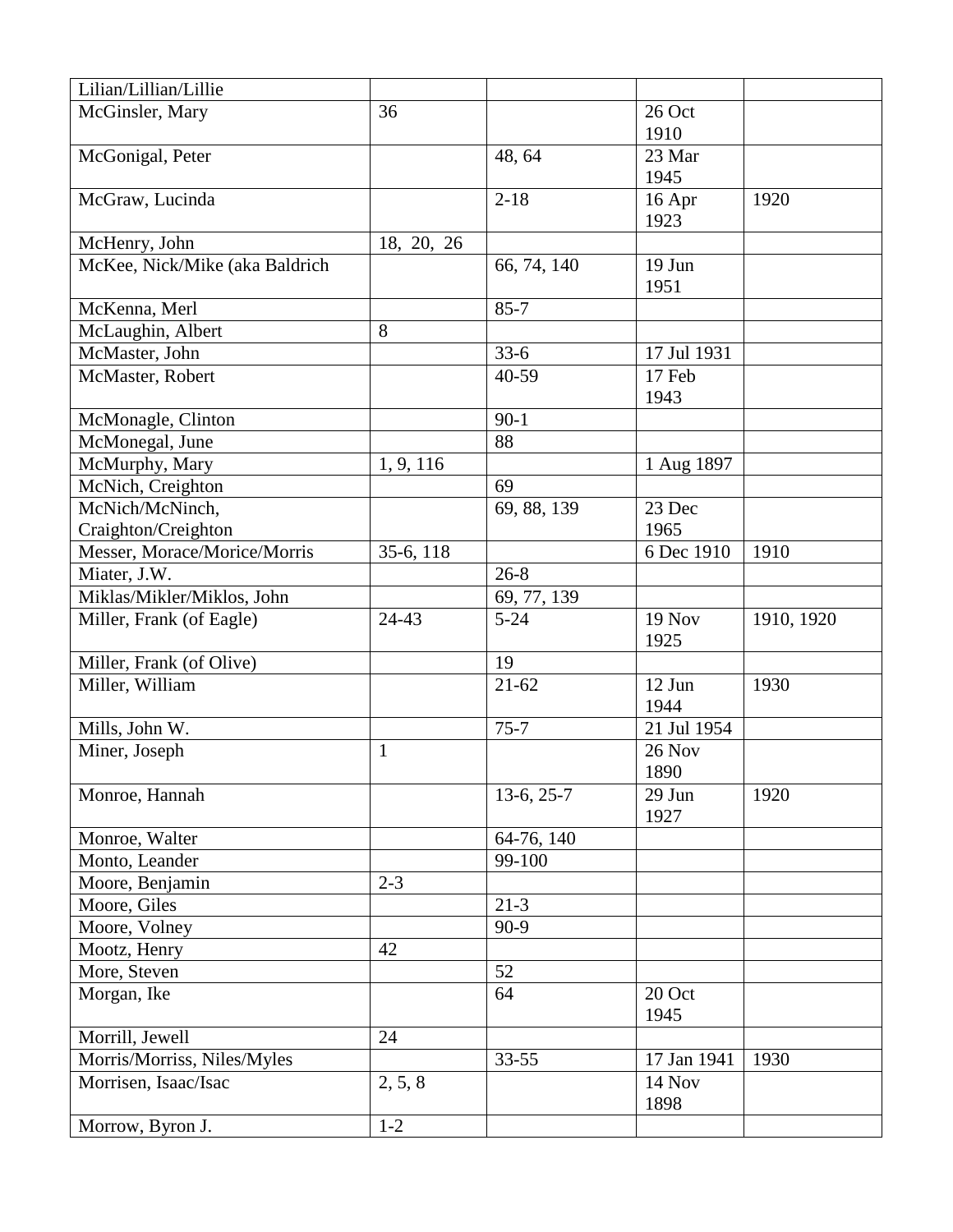| Lilian/Lillian/Lillie | | | | |
|---|---|---|---|---|
| McGinsler, Mary | 36 | | 26 Oct 1910 | |
| McGonigal, Peter | | 48, 64 | 23 Mar 1945 | |
| McGraw, Lucinda | | 2-18 | 16 Apr 1923 | 1920 |
| McHenry, John | 18, 20, 26 | | | |
| McKee, Nick/Mike (aka Baldrich | | 66, 74, 140 | 19 Jun 1951 | |
| McKenna, Merl | | 85-7 | | |
| McLaughin, Albert | 8 | | | |
| McMaster, John | | 33-6 | 17 Jul 1931 | |
| McMaster, Robert | | 40-59 | 17 Feb 1943 | |
| McMonagle, Clinton | | 90-1 | | |
| McMonegal, June | | 88 | | |
| McMurphy, Mary | 1, 9, 116 | | 1 Aug 1897 | |
| McNich, Creighton | | 69 | | |
| McNich/McNinch, Craighton/Creighton | | 69, 88, 139 | 23 Dec 1965 | |
| Messer, Morace/Morice/Morris | 35-6, 118 | | 6 Dec 1910 | 1910 |
| Miater, J.W. | | 26-8 | | |
| Miklas/Mikler/Miklos, John | | 69, 77, 139 | | |
| Miller, Frank (of Eagle) | 24-43 | 5-24 | 19 Nov 1925 | 1910, 1920 |
| Miller, Frank (of Olive) | | 19 | | |
| Miller, William | | 21-62 | 12 Jun 1944 | 1930 |
| Mills, John W. | | 75-7 | 21 Jul 1954 | |
| Miner, Joseph | 1 | | 26 Nov 1890 | |
| Monroe, Hannah | | 13-6, 25-7 | 29 Jun 1927 | 1920 |
| Monroe, Walter | | 64-76, 140 | | |
| Monto, Leander | | 99-100 | | |
| Moore, Benjamin | 2-3 | | | |
| Moore, Giles | | 21-3 | | |
| Moore, Volney | | 90-9 | | |
| Mootz, Henry | 42 | | | |
| More, Steven | | 52 | | |
| Morgan, Ike | | 64 | 20 Oct 1945 | |
| Morrill, Jewell | 24 | | | |
| Morris/Morriss, Niles/Myles | | 33-55 | 17 Jan 1941 | 1930 |
| Morrisen, Isaac/Isac | 2, 5, 8 | | 14 Nov 1898 | |
| Morrow, Byron J. | 1-2 | | | |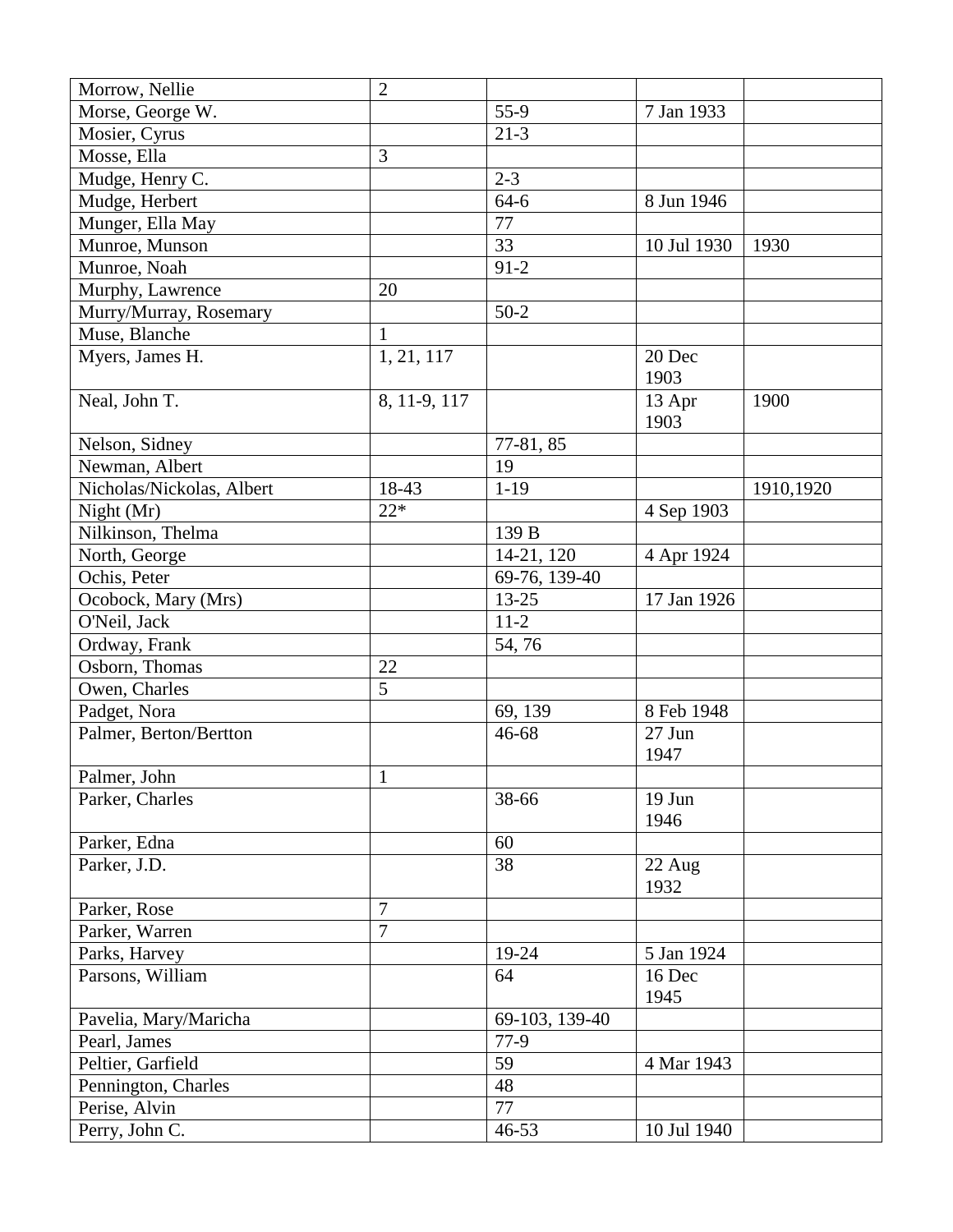| | | | | |
|---|---|---|---|---|
| Morrow, Nellie | 2 | | | |
| Morse, George W. | | 55-9 | 7 Jan 1933 | |
| Mosier, Cyrus | | 21-3 | | |
| Mosse, Ella | 3 | | | |
| Mudge, Henry C. | | 2-3 | | |
| Mudge, Herbert | | 64-6 | 8 Jun 1946 | |
| Munger, Ella May | | 77 | | |
| Munroe, Munson | | 33 | 10 Jul 1930 | 1930 |
| Munroe, Noah | | 91-2 | | |
| Murphy, Lawrence | 20 | | | |
| Murry/Murray, Rosemary | | 50-2 | | |
| Muse, Blanche | 1 | | | |
| Myers, James H. | 1, 21, 117 | | 20 Dec 1903 | |
| Neal, John T. | 8, 11-9, 117 | | 13 Apr 1903 | 1900 |
| Nelson, Sidney | | 77-81, 85 | | |
| Newman, Albert | | 19 | | |
| Nicholas/Nickolas, Albert | 18-43 | 1-19 | | 1910,1920 |
| Night (Mr) | 22* | | 4 Sep 1903 | |
| Nilkinson, Thelma | | 139 B | | |
| North, George | | 14-21, 120 | 4 Apr 1924 | |
| Ochis, Peter | | 69-76, 139-40 | | |
| Ocobock, Mary (Mrs) | | 13-25 | 17 Jan 1926 | |
| O'Neil, Jack | | 11-2 | | |
| Ordway, Frank | | 54, 76 | | |
| Osborn, Thomas | 22 | | | |
| Owen, Charles | 5 | | | |
| Padget, Nora | | 69, 139 | 8 Feb 1948 | |
| Palmer, Berton/Bertton | | 46-68 | 27 Jun 1947 | |
| Palmer, John | 1 | | | |
| Parker, Charles | | 38-66 | 19 Jun 1946 | |
| Parker, Edna | | 60 | | |
| Parker, J.D. | | 38 | 22 Aug 1932 | |
| Parker, Rose | 7 | | | |
| Parker, Warren | 7 | | | |
| Parks, Harvey | | 19-24 | 5 Jan 1924 | |
| Parsons, William | | 64 | 16 Dec 1945 | |
| Pavelia, Mary/Maricha | | 69-103, 139-40 | | |
| Pearl, James | | 77-9 | | |
| Peltier, Garfield | | 59 | 4 Mar 1943 | |
| Pennington, Charles | | 48 | | |
| Perise, Alvin | | 77 | | |
| Perry, John C. | | 46-53 | 10 Jul 1940 | |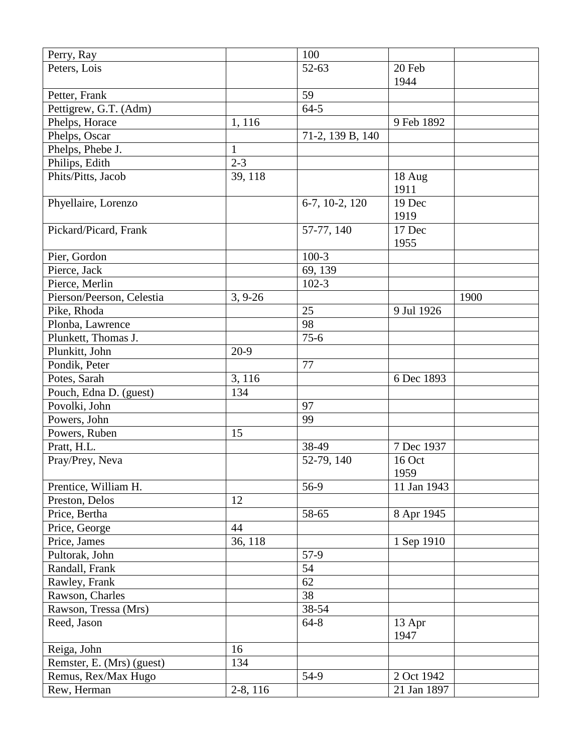| Perry, Ray | | 100 | | |
|---|---|---|---|---|
| Peters, Lois | | 52-63 | 20 Feb 1944 | |
| Petter, Frank | | 59 | | |
| Pettigrew, G.T. (Adm) | | 64-5 | | |
| Phelps, Horace | 1, 116 | | 9 Feb 1892 | |
| Phelps, Oscar | | 71-2, 139 B, 140 | | |
| Phelps, Phebe J. | 1 | | | |
| Philips, Edith | 2-3 | | | |
| Phits/Pitts, Jacob | 39, 118 | | 18 Aug 1911 | |
| Phyellaire, Lorenzo | | 6-7, 10-2, 120 | 19 Dec 1919 | |
| Pickard/Picard, Frank | | 57-77, 140 | 17 Dec 1955 | |
| Pier, Gordon | | 100-3 | | |
| Pierce, Jack | | 69, 139 | | |
| Pierce, Merlin | | 102-3 | | |
| Pierson/Peerson, Celestia | 3, 9-26 | | | 1900 |
| Pike, Rhoda | | 25 | 9 Jul 1926 | |
| Plonba, Lawrence | | 98 | | |
| Plunkett, Thomas J. | | 75-6 | | |
| Plunkitt, John | 20-9 | | | |
| Pondik, Peter | | 77 | | |
| Potes, Sarah | 3, 116 | | 6 Dec 1893 | |
| Pouch, Edna D. (guest) | 134 | | | |
| Povolki, John | | 97 | | |
| Powers, John | | 99 | | |
| Powers, Ruben | 15 | | | |
| Pratt, H.L. | | 38-49 | 7 Dec 1937 | |
| Pray/Prey, Neva | | 52-79, 140 | 16 Oct 1959 | |
| Prentice, William H. | | 56-9 | 11 Jan 1943 | |
| Preston, Delos | 12 | | | |
| Price, Bertha | | 58-65 | 8 Apr 1945 | |
| Price, George | 44 | | | |
| Price, James | 36, 118 | | 1 Sep 1910 | |
| Pultorak, John | | 57-9 | | |
| Randall, Frank | | 54 | | |
| Rawley, Frank | | 62 | | |
| Rawson, Charles | | 38 | | |
| Rawson, Tressa (Mrs) | | 38-54 | | |
| Reed, Jason | | 64-8 | 13 Apr 1947 | |
| Reiga, John | 16 | | | |
| Remster, E. (Mrs) (guest) | 134 | | | |
| Remus, Rex/Max Hugo | | 54-9 | 2 Oct 1942 | |
| Rew, Herman | 2-8, 116 | | 21 Jan 1897 | |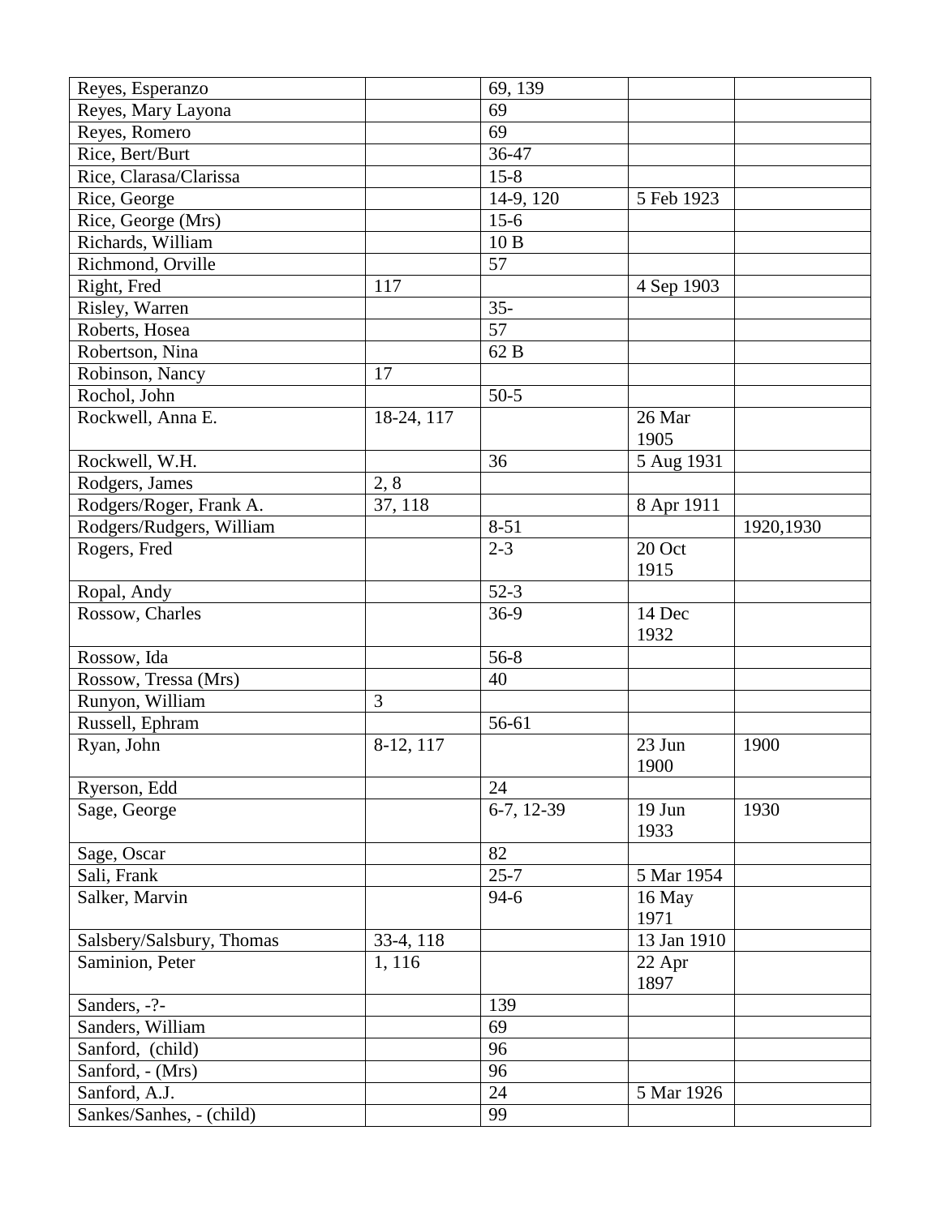| Reyes, Esperanzo | | 69, 139 | | |
|---|---|---|---|---|
| Reyes, Mary Layona | | 69 | | |
| Reyes, Romero | | 69 | | |
| Rice, Bert/Burt | | 36-47 | | |
| Rice, Clarasa/Clarissa | | 15-8 | | |
| Rice, George | | 14-9, 120 | 5 Feb 1923 | |
| Rice, George (Mrs) | | 15-6 | | |
| Richards, William | | 10 B | | |
| Richmond, Orville | | 57 | | |
| Right, Fred | 117 | | 4 Sep 1903 | |
| Risley, Warren | | 35- | | |
| Roberts, Hosea | | 57 | | |
| Robertson, Nina | | 62 B | | |
| Robinson, Nancy | 17 | | | |
| Rochol, John | | 50-5 | | |
| Rockwell, Anna E. | 18-24, 117 | | 26 Mar 1905 | |
| Rockwell, W.H. | | 36 | 5 Aug 1931 | |
| Rodgers, James | 2, 8 | | | |
| Rodgers/Roger, Frank A. | 37, 118 | | 8 Apr 1911 | |
| Rodgers/Rudgers, William | | 8-51 | | 1920,1930 |
| Rogers, Fred | | 2-3 | 20 Oct 1915 | |
| Ropal, Andy | | 52-3 | | |
| Rossow, Charles | | 36-9 | 14 Dec 1932 | |
| Rossow, Ida | | 56-8 | | |
| Rossow, Tressa (Mrs) | | 40 | | |
| Runyon, William | 3 | | | |
| Russell, Ephram | | 56-61 | | |
| Ryan, John | 8-12, 117 | | 23 Jun 1900 | 1900 |
| Ryerson, Edd | | 24 | | |
| Sage, George | | 6-7, 12-39 | 19 Jun 1933 | 1930 |
| Sage, Oscar | | 82 | | |
| Sali, Frank | | 25-7 | 5 Mar 1954 | |
| Salker, Marvin | | 94-6 | 16 May 1971 | |
| Salsbery/Salsbury, Thomas | 33-4, 118 | | 13 Jan 1910 | |
| Saminion, Peter | 1, 116 | | 22 Apr 1897 | |
| Sanders, -?- | | 139 | | |
| Sanders, William | | 69 | | |
| Sanford, (child) | | 96 | | |
| Sanford, - (Mrs) | | 96 | | |
| Sanford, A.J. | | 24 | 5 Mar 1926 | |
| Sankes/Sanhes, - (child) | | 99 | | |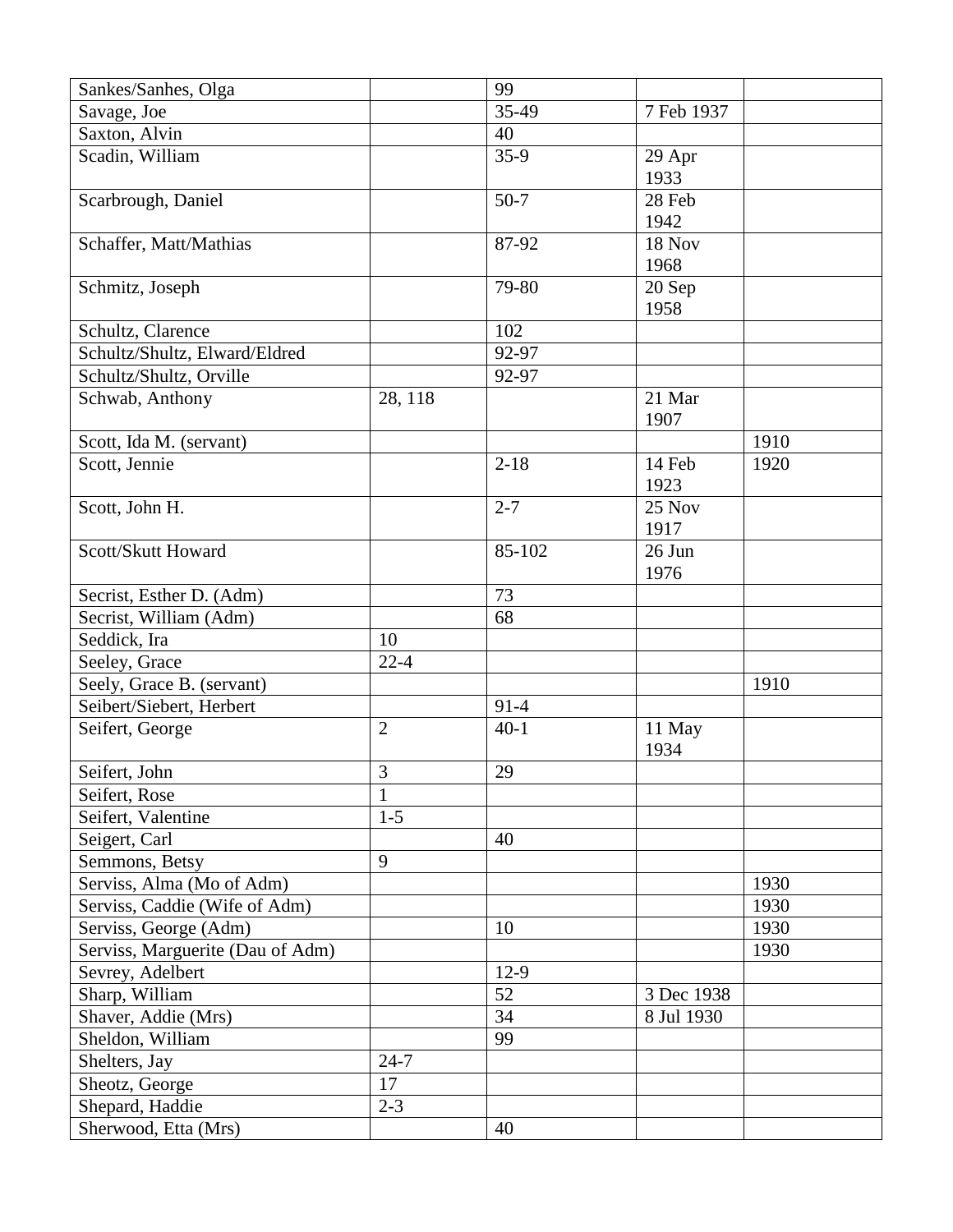| | | | | |
|---|---|---|---|---|
| Sankes/Sanhes, Olga | | 99 | | |
| Savage, Joe | | 35-49 | 7 Feb 1937 | |
| Saxton, Alvin | | 40 | | |
| Scadin, William | | 35-9 | 29 Apr 1933 | |
| Scarbrough, Daniel | | 50-7 | 28 Feb 1942 | |
| Schaffer, Matt/Mathias | | 87-92 | 18 Nov 1968 | |
| Schmitz, Joseph | | 79-80 | 20 Sep 1958 | |
| Schultz, Clarence | | 102 | | |
| Schultz/Shultz, Elward/Eldred | | 92-97 | | |
| Schultz/Shultz, Orville | | 92-97 | | |
| Schwab, Anthony | 28, 118 | | 21 Mar 1907 | |
| Scott, Ida M. (servant) | | | | 1910 |
| Scott, Jennie | | 2-18 | 14 Feb 1923 | 1920 |
| Scott, John H. | | 2-7 | 25 Nov 1917 | |
| Scott/Skutt Howard | | 85-102 | 26 Jun 1976 | |
| Secrist, Esther D. (Adm) | | 73 | | |
| Secrist, William (Adm) | | 68 | | |
| Seddick, Ira | 10 | | | |
| Seeley, Grace | 22-4 | | | |
| Seely, Grace B. (servant) | | | | 1910 |
| Seibert/Siebert, Herbert | | 91-4 | | |
| Seifert, George | 2 | 40-1 | 11 May 1934 | |
| Seifert, John | 3 | 29 | | |
| Seifert, Rose | 1 | | | |
| Seifert, Valentine | 1-5 | | | |
| Seigert, Carl | | 40 | | |
| Semmons, Betsy | 9 | | | |
| Serviss, Alma (Mo of Adm) | | | | 1930 |
| Serviss, Caddie (Wife of Adm) | | | | 1930 |
| Serviss, George (Adm) | | 10 | | 1930 |
| Serviss, Marguerite (Dau of Adm) | | | | 1930 |
| Sevrey, Adelbert | | 12-9 | | |
| Sharp, William | | 52 | 3 Dec 1938 | |
| Shaver, Addie (Mrs) | | 34 | 8 Jul 1930 | |
| Sheldon, William | | 99 | | |
| Shelters, Jay | 24-7 | | | |
| Sheotz, George | 17 | | | |
| Shepard, Haddie | 2-3 | | | |
| Sherwood, Etta (Mrs) | | 40 | | |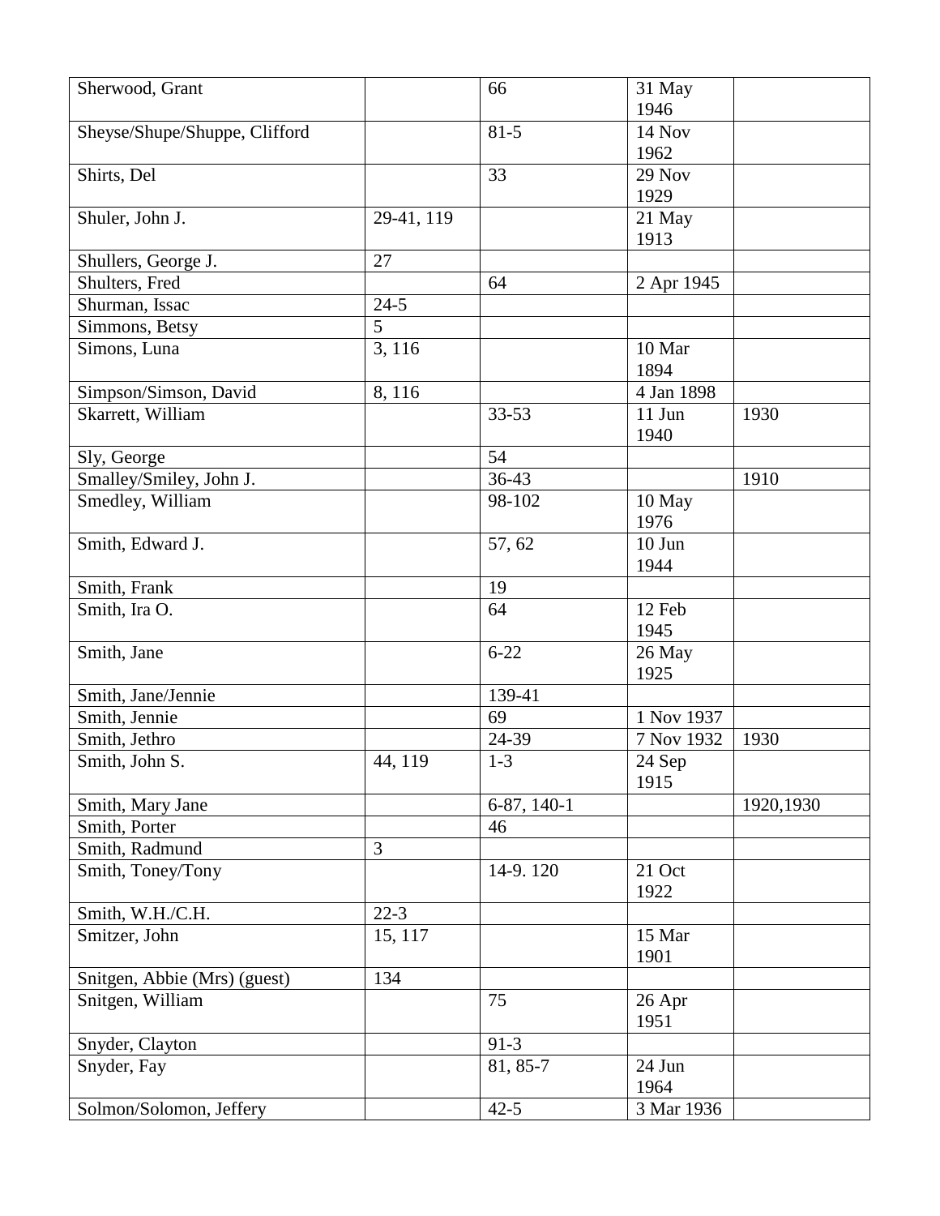| | | | | |
|---|---|---|---|---|
| Sherwood, Grant | | 66 | 31 May 1946 | |
| Sheyse/Shupe/Shuppe, Clifford | | 81-5 | 14 Nov 1962 | |
| Shirts, Del | | 33 | 29 Nov 1929 | |
| Shuler, John J. | 29-41, 119 | | 21 May 1913 | |
| Shullers, George J. | 27 | | | |
| Shulters, Fred | | 64 | 2 Apr 1945 | |
| Shurman, Issac | 24-5 | | | |
| Simmons, Betsy | 5 | | | |
| Simons, Luna | 3, 116 | | 10 Mar 1894 | |
| Simpson/Simson, David | 8, 116 | | 4 Jan 1898 | |
| Skarrett, William | | 33-53 | 11 Jun 1940 | 1930 |
| Sly, George | | 54 | | |
| Smalley/Smiley, John J. | | 36-43 | | 1910 |
| Smedley, William | | 98-102 | 10 May 1976 | |
| Smith, Edward J. | | 57, 62 | 10 Jun 1944 | |
| Smith, Frank | | 19 | | |
| Smith, Ira O. | | 64 | 12 Feb 1945 | |
| Smith, Jane | | 6-22 | 26 May 1925 | |
| Smith, Jane/Jennie | | 139-41 | | |
| Smith, Jennie | | 69 | 1 Nov 1937 | |
| Smith, Jethro | | 24-39 | 7 Nov 1932 | 1930 |
| Smith, John S. | 44, 119 | 1-3 | 24 Sep 1915 | |
| Smith, Mary Jane | | 6-87, 140-1 | | 1920,1930 |
| Smith, Porter | | 46 | | |
| Smith, Radmund | 3 | | | |
| Smith, Toney/Tony | | 14-9. 120 | 21 Oct 1922 | |
| Smith, W.H./C.H. | 22-3 | | | |
| Smitzer, John | 15, 117 | | 15 Mar 1901 | |
| Snitgen, Abbie (Mrs) (guest) | 134 | | | |
| Snitgen, William | | 75 | 26 Apr 1951 | |
| Snyder, Clayton | | 91-3 | | |
| Snyder, Fay | | 81, 85-7 | 24 Jun 1964 | |
| Solmon/Solomon, Jeffery | | 42-5 | 3 Mar 1936 | |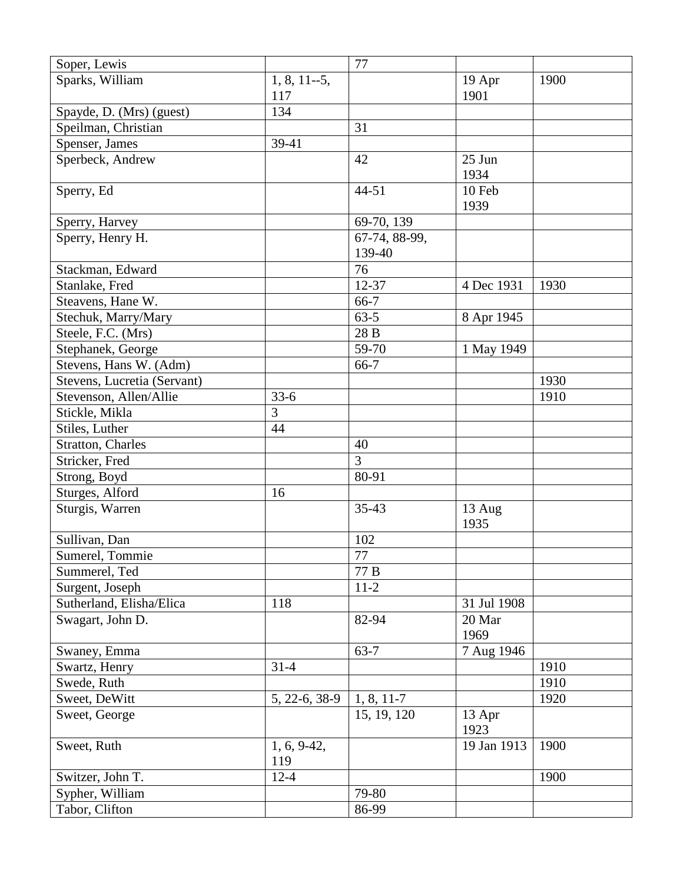| | | | | |
|---|---|---|---|---|
| Soper, Lewis | | 77 | | |
| Sparks, William | 1, 8, 11--5, 117 | | 19 Apr 1901 | 1900 |
| Spayde, D. (Mrs) (guest) | 134 | | | |
| Speilman, Christian | | 31 | | |
| Spenser, James | 39-41 | | | |
| Sperbeck, Andrew | | 42 | 25 Jun 1934 | |
| Sperry, Ed | | 44-51 | 10 Feb 1939 | |
| Sperry, Harvey | | 69-70, 139 | | |
| Sperry, Henry H. | | 67-74, 88-99, 139-40 | | |
| Stackman, Edward | | 76 | | |
| Stanlake, Fred | | 12-37 | 4 Dec 1931 | 1930 |
| Steavens, Hane W. | | 66-7 | | |
| Stechuk, Marry/Mary | | 63-5 | 8 Apr 1945 | |
| Steele, F.C. (Mrs) | | 28 B | | |
| Stephanek, George | | 59-70 | 1 May 1949 | |
| Stevens, Hans W. (Adm) | | 66-7 | | |
| Stevens, Lucretia (Servant) | | | | 1930 |
| Stevenson, Allen/Allie | 33-6 | | | 1910 |
| Stickle, Mikla | 3 | | | |
| Stiles, Luther | 44 | | | |
| Stratton, Charles | | 40 | | |
| Stricker, Fred | | 3 | | |
| Strong, Boyd | | 80-91 | | |
| Sturges, Alford | 16 | | | |
| Sturgis, Warren | | 35-43 | 13 Aug 1935 | |
| Sullivan, Dan | | 102 | | |
| Sumerel, Tommie | | 77 | | |
| Summerel, Ted | | 77 B | | |
| Surgent, Joseph | | 11-2 | | |
| Sutherland, Elisha/Elica | 118 | | 31 Jul 1908 | |
| Swagart, John D. | | 82-94 | 20 Mar 1969 | |
| Swaney, Emma | | 63-7 | 7 Aug 1946 | |
| Swartz, Henry | 31-4 | | | 1910 |
| Swede, Ruth | | | | 1910 |
| Sweet, DeWitt | 5, 22-6, 38-9 | 1, 8, 11-7 | | 1920 |
| Sweet, George | | 15, 19, 120 | 13 Apr 1923 | |
| Sweet, Ruth | 1, 6, 9-42, 119 | | 19 Jan 1913 | 1900 |
| Switzer, John T. | 12-4 | | | 1900 |
| Sypher, William | | 79-80 | | |
| Tabor, Clifton | | 86-99 | | |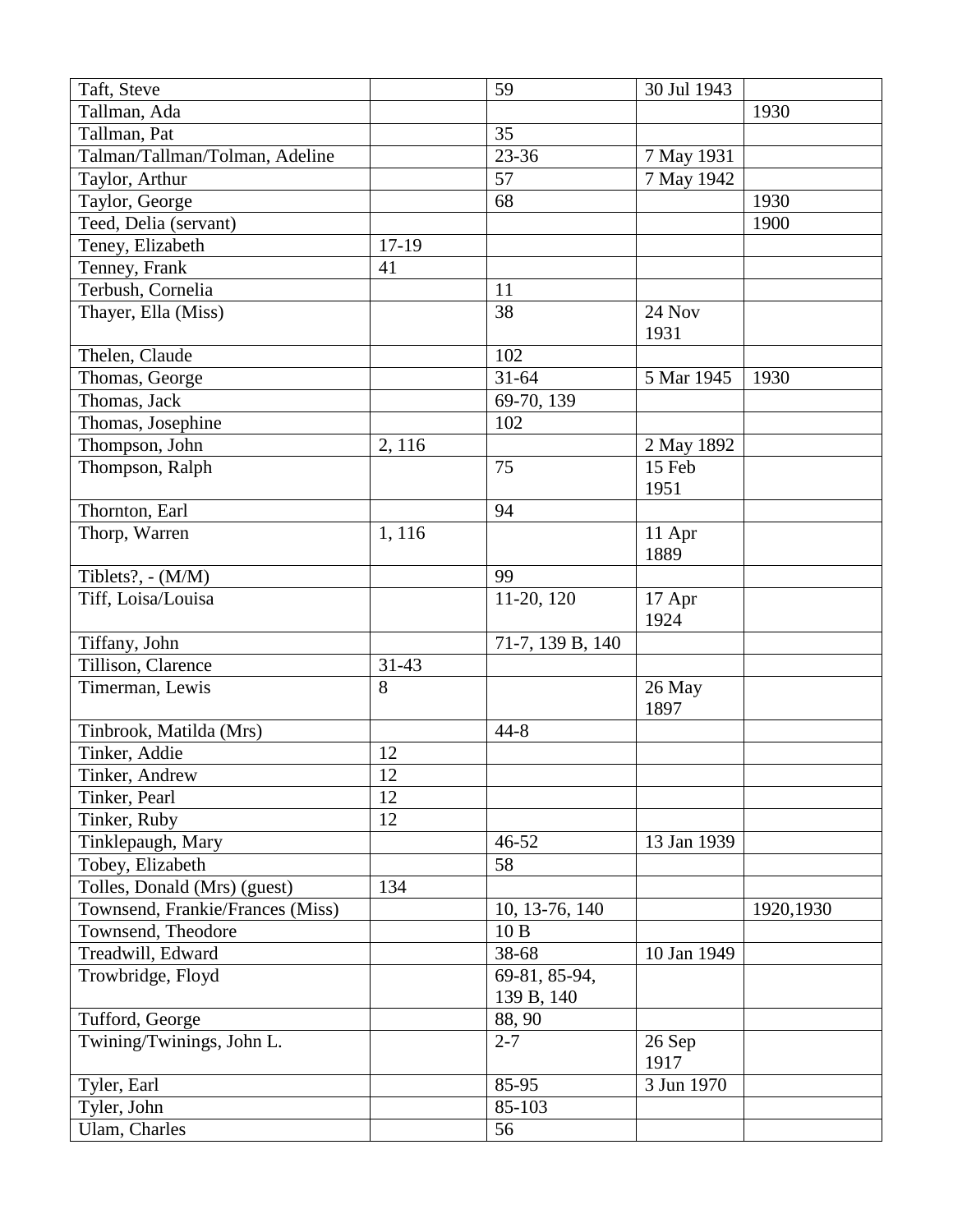| | | | | |
|---|---|---|---|---|
| Taft, Steve | | 59 | 30 Jul 1943 | |
| Tallman, Ada | | | | 1930 |
| Tallman, Pat | | 35 | | |
| Talman/Tallman/Tolman, Adeline | | 23-36 | 7 May 1931 | |
| Taylor, Arthur | | 57 | 7 May 1942 | |
| Taylor, George | | 68 | | 1930 |
| Teed, Delia (servant) | | | | 1900 |
| Teney, Elizabeth | 17-19 | | | |
| Tenney, Frank | 41 | | | |
| Terbush, Cornelia | | 11 | | |
| Thayer, Ella (Miss) | | 38 | 24 Nov 1931 | |
| Thelen, Claude | | 102 | | |
| Thomas, George | | 31-64 | 5 Mar 1945 | 1930 |
| Thomas, Jack | | 69-70, 139 | | |
| Thomas, Josephine | | 102 | | |
| Thompson, John | 2, 116 | | 2 May 1892 | |
| Thompson, Ralph | | 75 | 15 Feb 1951 | |
| Thornton, Earl | | 94 | | |
| Thorp, Warren | 1, 116 | | 11 Apr 1889 | |
| Tiblets?, - (M/M) | | 99 | | |
| Tiff, Loisa/Louisa | | 11-20, 120 | 17 Apr 1924 | |
| Tiffany, John | | 71-7, 139 B, 140 | | |
| Tillison, Clarence | 31-43 | | | |
| Timerman, Lewis | 8 | | 26 May 1897 | |
| Tinbrook, Matilda (Mrs) | | 44-8 | | |
| Tinker, Addie | 12 | | | |
| Tinker, Andrew | 12 | | | |
| Tinker, Pearl | 12 | | | |
| Tinker, Ruby | 12 | | | |
| Tinklepaugh, Mary | | 46-52 | 13 Jan 1939 | |
| Tobey, Elizabeth | | 58 | | |
| Tolles, Donald (Mrs) (guest) | 134 | | | |
| Townsend, Frankie/Frances (Miss) | | 10, 13-76, 140 | | 1920,1930 |
| Townsend, Theodore | | 10 B | | |
| Treadwill, Edward | | 38-68 | 10 Jan 1949 | |
| Trowbridge, Floyd | | 69-81, 85-94, 139 B, 140 | | |
| Tufford, George | | 88, 90 | | |
| Twining/Twinings, John L. | | 2-7 | 26 Sep 1917 | |
| Tyler, Earl | | 85-95 | 3 Jun 1970 | |
| Tyler, John | | 85-103 | | |
| Ulam, Charles | | 56 | | |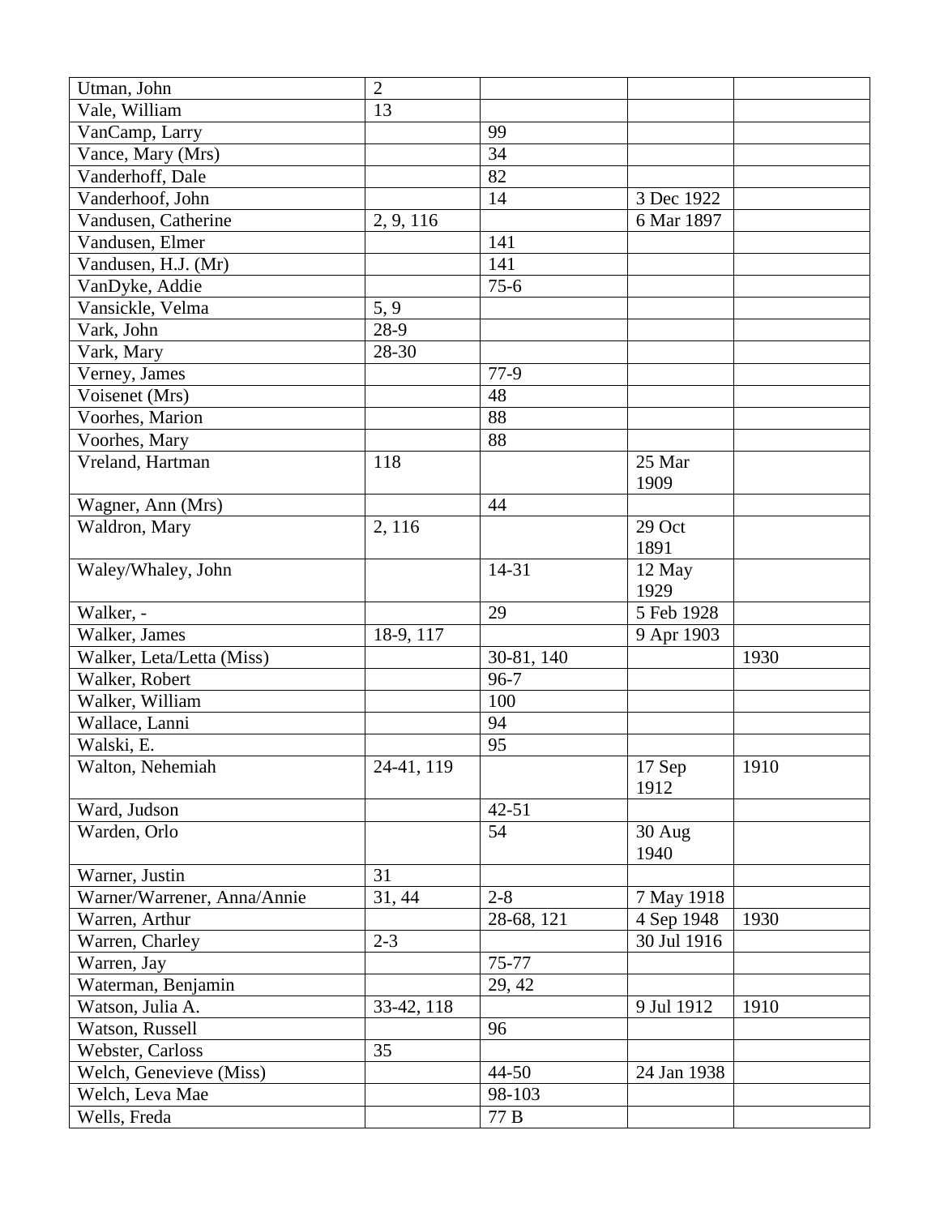| | | | | |
|---|---|---|---|---|
| Utman, John | 2 | | | |
| Vale, William | 13 | | | |
| VanCamp, Larry | | 99 | | |
| Vance, Mary (Mrs) | | 34 | | |
| Vanderhoff, Dale | | 82 | | |
| Vanderhoof, John | | 14 | 3 Dec 1922 | |
| Vandusen, Catherine | 2, 9, 116 | | 6 Mar 1897 | |
| Vandusen, Elmer | | 141 | | |
| Vandusen, H.J. (Mr) | | 141 | | |
| VanDyke, Addie | | 75-6 | | |
| Vansickle, Velma | 5, 9 | | | |
| Vark, John | 28-9 | | | |
| Vark, Mary | 28-30 | | | |
| Verney, James | | 77-9 | | |
| Voisenet (Mrs) | | 48 | | |
| Voorhes, Marion | | 88 | | |
| Voorhes, Mary | | 88 | | |
| Vreland, Hartman | 118 | | 25 Mar 1909 | |
| Wagner, Ann (Mrs) | | 44 | | |
| Waldron, Mary | 2, 116 | | 29 Oct 1891 | |
| Waley/Whaley, John | | 14-31 | 12 May 1929 | |
| Walker, - | | 29 | 5 Feb 1928 | |
| Walker, James | 18-9, 117 | | 9 Apr 1903 | |
| Walker, Leta/Letta (Miss) | | 30-81, 140 | | 1930 |
| Walker, Robert | | 96-7 | | |
| Walker, William | | 100 | | |
| Wallace, Lanni | | 94 | | |
| Walski, E. | | 95 | | |
| Walton, Nehemiah | 24-41, 119 | | 17 Sep 1912 | 1910 |
| Ward, Judson | | 42-51 | | |
| Warden, Orlo | | 54 | 30 Aug 1940 | |
| Warner, Justin | 31 | | | |
| Warner/Warrener, Anna/Annie | 31, 44 | 2-8 | 7 May 1918 | |
| Warren, Arthur | | 28-68, 121 | 4 Sep 1948 | 1930 |
| Warren, Charley | 2-3 | | 30 Jul 1916 | |
| Warren, Jay | | 75-77 | | |
| Waterman, Benjamin | | 29, 42 | | |
| Watson, Julia A. | 33-42, 118 | | 9 Jul 1912 | 1910 |
| Watson, Russell | | 96 | | |
| Webster, Carloss | 35 | | | |
| Welch, Genevieve (Miss) | | 44-50 | 24 Jan 1938 | |
| Welch, Leva Mae | | 98-103 | | |
| Wells, Freda | | 77 B | | |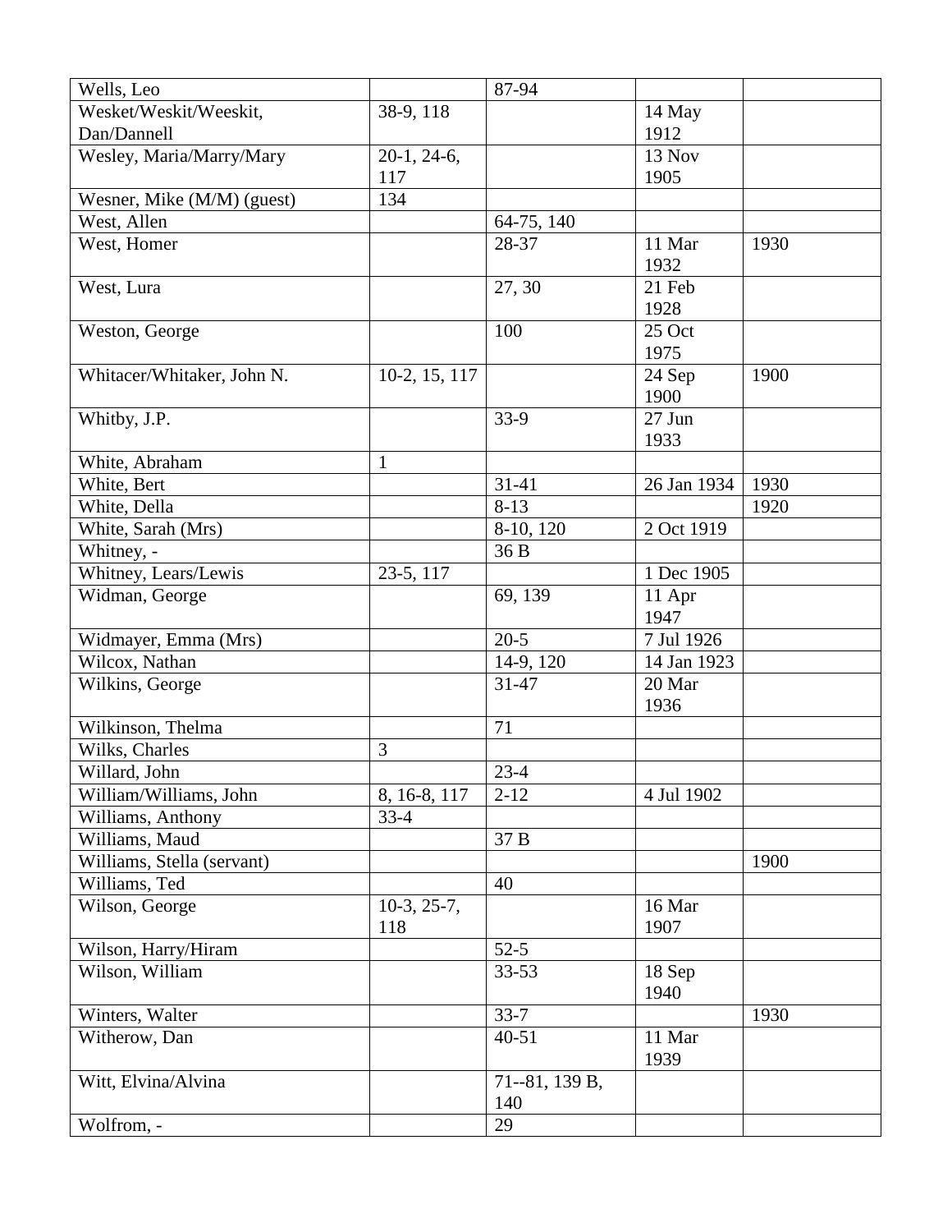| | | | | |
|---|---|---|---|---|
| Wells, Leo | | 87-94 | | |
| Wesket/Weskit/Weeskit, Dan/Dannell | 38-9, 118 | | 14 May 1912 | |
| Wesley, Maria/Marry/Mary | 20-1, 24-6, 117 | | 13 Nov 1905 | |
| Wesner, Mike (M/M) (guest) | 134 | | | |
| West, Allen | | 64-75, 140 | | |
| West, Homer | | 28-37 | 11 Mar 1932 | 1930 |
| West, Lura | | 27, 30 | 21 Feb 1928 | |
| Weston, George | | 100 | 25 Oct 1975 | |
| Whitacer/Whitaker, John N. | 10-2, 15, 117 | | 24 Sep 1900 | 1900 |
| Whitby, J.P. | | 33-9 | 27 Jun 1933 | |
| White, Abraham | 1 | | | |
| White, Bert | | 31-41 | 26 Jan 1934 | 1930 |
| White, Della | | 8-13 | | 1920 |
| White, Sarah (Mrs) | | 8-10, 120 | 2 Oct 1919 | |
| Whitney, - | | 36 B | | |
| Whitney, Lears/Lewis | 23-5, 117 | | 1 Dec 1905 | |
| Widman, George | | 69, 139 | 11 Apr 1947 | |
| Widmayer, Emma (Mrs) | | 20-5 | 7 Jul 1926 | |
| Wilcox, Nathan | | 14-9, 120 | 14 Jan 1923 | |
| Wilkins, George | | 31-47 | 20 Mar 1936 | |
| Wilkinson, Thelma | | 71 | | |
| Wilks, Charles | 3 | | | |
| Willard, John | | 23-4 | | |
| William/Williams, John | 8, 16-8, 117 | 2-12 | 4 Jul 1902 | |
| Williams, Anthony | 33-4 | | | |
| Williams, Maud | | 37 B | | |
| Williams, Stella (servant) | | | | 1900 |
| Williams, Ted | | 40 | | |
| Wilson, George | 10-3, 25-7, 118 | | 16 Mar 1907 | |
| Wilson, Harry/Hiram | | 52-5 | | |
| Wilson, William | | 33-53 | 18 Sep 1940 | |
| Winters, Walter | | 33-7 | | 1930 |
| Witherow, Dan | | 40-51 | 11 Mar 1939 | |
| Witt, Elvina/Alvina | | 71--81, 139 B, 140 | | |
| Wolfrom, - | | 29 | | |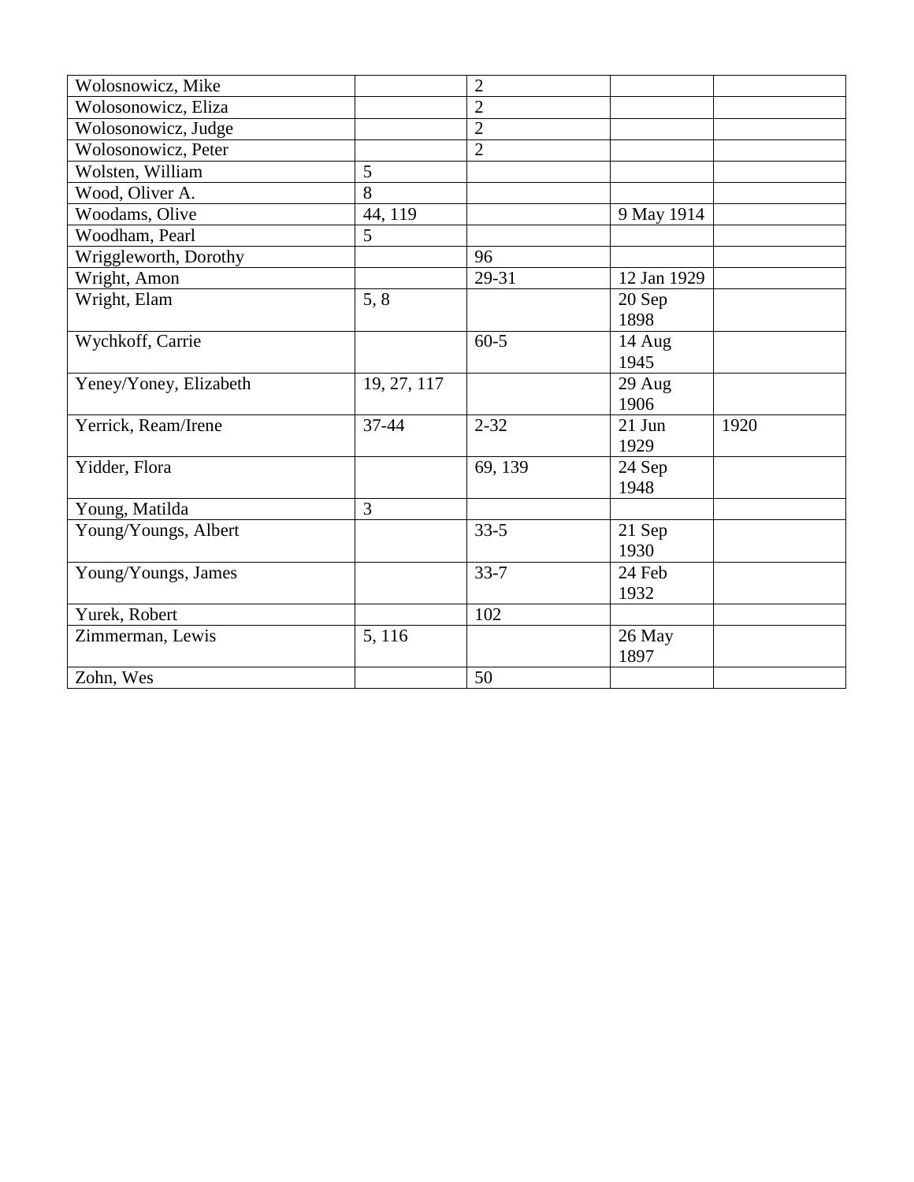| | | | | |
|---|---|---|---|---|
| Wolosnowicz, Mike | | 2 | | |
| Wolosonowicz, Eliza | | 2 | | |
| Wolosonowicz, Judge | | 2 | | |
| Wolosonowicz, Peter | | 2 | | |
| Wolsten, William | 5 | | | |
| Wood, Oliver A. | 8 | | | |
| Woodams, Olive | 44, 119 | | 9 May 1914 | |
| Woodham, Pearl | 5 | | | |
| Wriggleworth, Dorothy | | 96 | | |
| Wright, Amon | | 29-31 | 12 Jan 1929 | |
| Wright, Elam | 5, 8 | | 20 Sep 1898 | |
| Wychkoff, Carrie | | 60-5 | 14 Aug 1945 | |
| Yeney/Yoney, Elizabeth | 19, 27, 117 | | 29 Aug 1906 | |
| Yerrick, Ream/Irene | 37-44 | 2-32 | 21 Jun 1929 | 1920 |
| Yidder, Flora | | 69, 139 | 24 Sep 1948 | |
| Young, Matilda | 3 | | | |
| Young/Youngs, Albert | | 33-5 | 21 Sep 1930 | |
| Young/Youngs, James | | 33-7 | 24 Feb 1932 | |
| Yurek, Robert | | 102 | | |
| Zimmerman, Lewis | 5, 116 | | 26 May 1897 | |
| Zohn, Wes | | 50 | | |